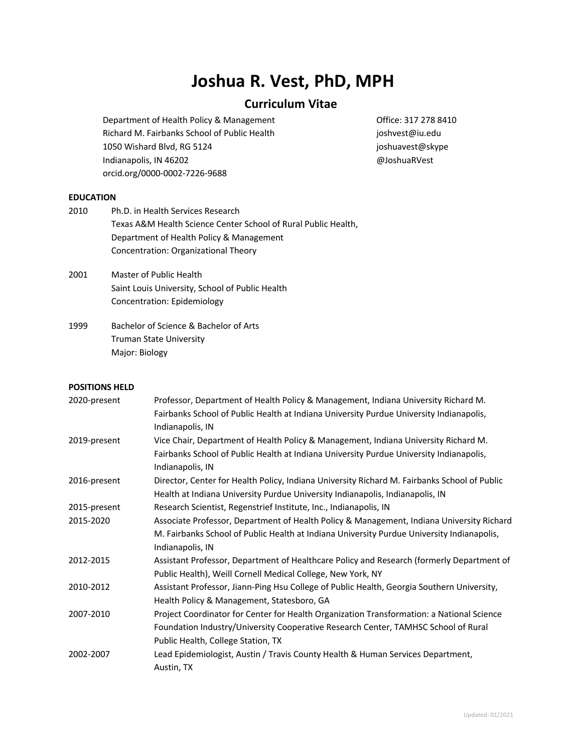# Joshua R. Vest, PhD, MPH

## Curriculum Vitae

Department of Health Policy & Management
Richard M. Fairbanks School of Public Health
1050 Wishard Blvd, RG 5124
Indianapolis, IN 46202
orcid.org/0000-0002-7226-9688

Office: 317 278 8410
joshvest@iu.edu
joshuavest@skype
@JoshuaRVest

### EDUCATION

2010 Ph.D. in Health Services Research
Texas A&M Health Science Center School of Rural Public Health,
Department of Health Policy & Management
Concentration: Organizational Theory

2001 Master of Public Health
Saint Louis University, School of Public Health
Concentration: Epidemiology

1999 Bachelor of Science & Bachelor of Arts
Truman State University
Major: Biology

### POSITIONS HELD

| | |
|---|---|
| 2020-present | Professor, Department of Health Policy & Management, Indiana University Richard M. Fairbanks School of Public Health at Indiana University Purdue University Indianapolis, Indianapolis, IN |
| 2019-present | Vice Chair, Department of Health Policy & Management, Indiana University Richard M. Fairbanks School of Public Health at Indiana University Purdue University Indianapolis, Indianapolis, IN |
| 2016-present | Director, Center for Health Policy, Indiana University Richard M. Fairbanks School of Public Health at Indiana University Purdue University Indianapolis, Indianapolis, IN |
| 2015-present | Research Scientist, Regenstrief Institute, Inc., Indianapolis, IN |
| 2015-2020 | Associate Professor, Department of Health Policy & Management, Indiana University Richard M. Fairbanks School of Public Health at Indiana University Purdue University Indianapolis, Indianapolis, IN |
| 2012-2015 | Assistant Professor, Department of Healthcare Policy and Research (formerly Department of Public Health), Weill Cornell Medical College, New York, NY |
| 2010-2012 | Assistant Professor, Jiann-Ping Hsu College of Public Health, Georgia Southern University, Health Policy & Management, Statesboro, GA |
| 2007-2010 | Project Coordinator for Center for Health Organization Transformation: a National Science Foundation Industry/University Cooperative Research Center, TAMHSC School of Rural Public Health, College Station, TX |
| 2002-2007 | Lead Epidemiologist, Austin / Travis County Health & Human Services Department, Austin, TX |

Updated: 01/2021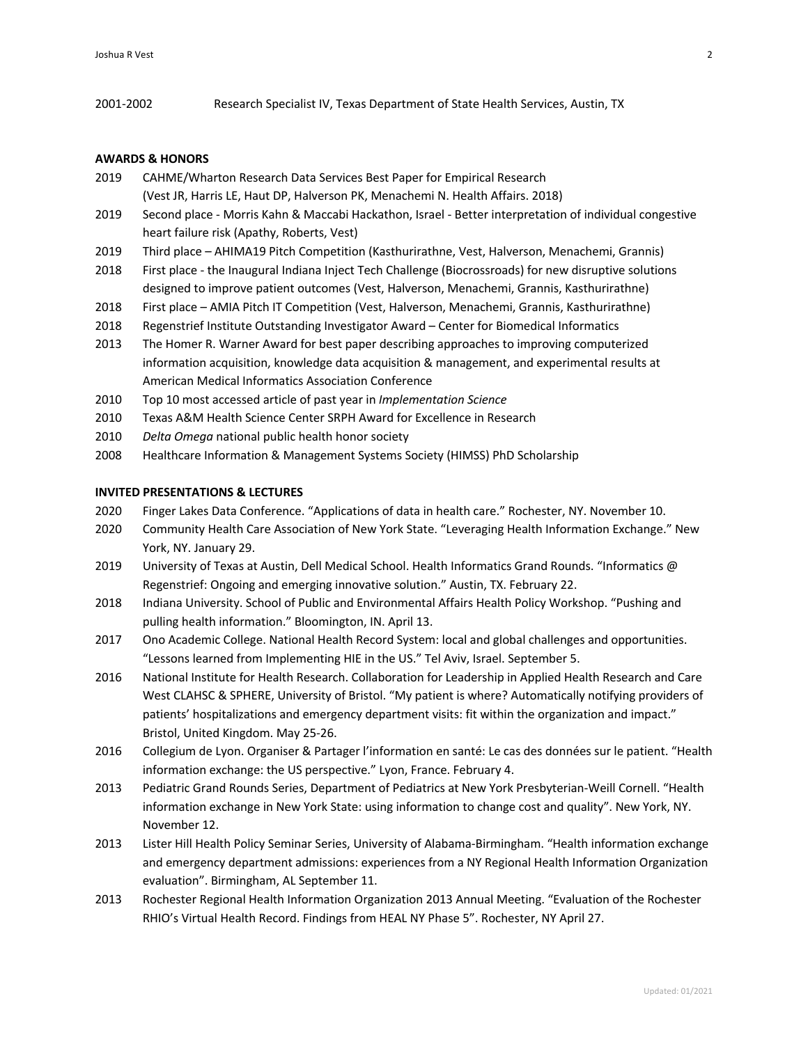2001-2002 Research Specialist IV, Texas Department of State Health Services, Austin, TX

## AWARDS & HONORS

2019 CAHME/Wharton Research Data Services Best Paper for Empirical Research (Vest JR, Harris LE, Haut DP, Halverson PK, Menachemi N. Health Affairs. 2018)

2019 Second place - Morris Kahn & Maccabi Hackathon, Israel - Better interpretation of individual congestive heart failure risk (Apathy, Roberts, Vest)

2019 Third place – AHIMA19 Pitch Competition (Kasthurirathne, Vest, Halverson, Menachemi, Grannis)

2018 First place - the Inaugural Indiana Inject Tech Challenge (Biocrossroads) for new disruptive solutions designed to improve patient outcomes (Vest, Halverson, Menachemi, Grannis, Kasthurirathne)

2018 First place – AMIA Pitch IT Competition (Vest, Halverson, Menachemi, Grannis, Kasthurirathne)

2018 Regenstrief Institute Outstanding Investigator Award – Center for Biomedical Informatics

2013 The Homer R. Warner Award for best paper describing approaches to improving computerized information acquisition, knowledge data acquisition & management, and experimental results at American Medical Informatics Association Conference

2010 Top 10 most accessed article of past year in *Implementation Science*

2010 Texas A&M Health Science Center SRPH Award for Excellence in Research

2010 *Delta Omega* national public health honor society

2008 Healthcare Information & Management Systems Society (HIMSS) PhD Scholarship

## INVITED PRESENTATIONS & LECTURES

2020 Finger Lakes Data Conference. "Applications of data in health care." Rochester, NY. November 10.

2020 Community Health Care Association of New York State. "Leveraging Health Information Exchange." New York, NY. January 29.

2019 University of Texas at Austin, Dell Medical School. Health Informatics Grand Rounds. "Informatics @ Regenstrief: Ongoing and emerging innovative solution." Austin, TX. February 22.

2018 Indiana University. School of Public and Environmental Affairs Health Policy Workshop. "Pushing and pulling health information." Bloomington, IN. April 13.

2017 Ono Academic College. National Health Record System: local and global challenges and opportunities. "Lessons learned from Implementing HIE in the US." Tel Aviv, Israel. September 5.

2016 National Institute for Health Research. Collaboration for Leadership in Applied Health Research and Care West CLAHSC & SPHERE, University of Bristol. "My patient is where? Automatically notifying providers of patients' hospitalizations and emergency department visits: fit within the organization and impact." Bristol, United Kingdom. May 25-26.

2016 Collegium de Lyon. Organiser & Partager l'information en santé: Le cas des données sur le patient. "Health information exchange: the US perspective." Lyon, France. February 4.

2013 Pediatric Grand Rounds Series, Department of Pediatrics at New York Presbyterian-Weill Cornell. "Health information exchange in New York State: using information to change cost and quality". New York, NY. November 12.

2013 Lister Hill Health Policy Seminar Series, University of Alabama-Birmingham. "Health information exchange and emergency department admissions: experiences from a NY Regional Health Information Organization evaluation". Birmingham, AL September 11.

2013 Rochester Regional Health Information Organization 2013 Annual Meeting. "Evaluation of the Rochester RHIO's Virtual Health Record. Findings from HEAL NY Phase 5". Rochester, NY April 27.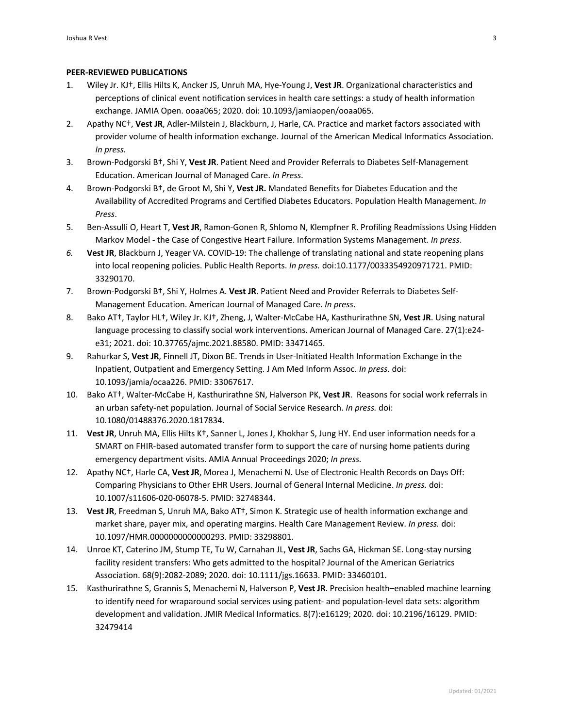**PEER-REVIEWED PUBLICATIONS**

1. Wiley Jr. KJ†, Ellis Hilts K, Ancker JS, Unruh MA, Hye-Young J, **Vest JR**. Organizational characteristics and perceptions of clinical event notification services in health care settings: a study of health information exchange. JAMIA Open. ooaa065; 2020. doi: 10.1093/jamiaopen/ooaa065.
2. Apathy NC†, **Vest JR**, Adler-Milstein J, Blackburn, J, Harle, CA. Practice and market factors associated with provider volume of health information exchange. Journal of the American Medical Informatics Association. *In press.*
3. Brown-Podgorski B†, Shi Y, **Vest JR**. Patient Need and Provider Referrals to Diabetes Self-Management Education. American Journal of Managed Care. *In Press*.
4. Brown-Podgorski B†, de Groot M, Shi Y, **Vest JR.** Mandated Benefits for Diabetes Education and the Availability of Accredited Programs and Certified Diabetes Educators. Population Health Management. *In Press*.
5. Ben-Assulli O, Heart T, **Vest JR**, Ramon-Gonen R, Shlomo N, Klempfner R. Profiling Readmissions Using Hidden Markov Model - the Case of Congestive Heart Failure. Information Systems Management. *In press*.
6. **Vest JR**, Blackburn J, Yeager VA. COVID-19: The challenge of translating national and state reopening plans into local reopening policies. Public Health Reports. *In press.* doi:10.1177/0033354920971721. PMID: 33290170.
7. Brown-Podgorski B†, Shi Y, Holmes A. **Vest JR**. Patient Need and Provider Referrals to Diabetes Self-Management Education. American Journal of Managed Care. *In press*.
8. Bako AT†, Taylor HL†, Wiley Jr. KJ†, Zheng, J, Walter-McCabe HA, Kasthurirathne SN, **Vest JR**. Using natural language processing to classify social work interventions. American Journal of Managed Care. 27(1):e24-e31; 2021. doi: 10.37765/ajmc.2021.88580. PMID: 33471465.
9. Rahurkar S, **Vest JR**, Finnell JT, Dixon BE. Trends in User-Initiated Health Information Exchange in the Inpatient, Outpatient and Emergency Setting. J Am Med Inform Assoc. *In press*. doi: 10.1093/jamia/ocaa226. PMID: 33067617.
10. Bako AT†, Walter-McCabe H, Kasthurirathne SN, Halverson PK, **Vest JR**. Reasons for social work referrals in an urban safety-net population. Journal of Social Service Research. *In press.* doi: 10.1080/01488376.2020.1817834.
11. **Vest JR**, Unruh MA, Ellis Hilts K†, Sanner L, Jones J, Khokhar S, Jung HY. End user information needs for a SMART on FHIR-based automated transfer form to support the care of nursing home patients during emergency department visits. AMIA Annual Proceedings 2020; *In press.*
12. Apathy NC†, Harle CA, **Vest JR**, Morea J, Menachemi N. Use of Electronic Health Records on Days Off: Comparing Physicians to Other EHR Users. Journal of General Internal Medicine. *In press.* doi: 10.1007/s11606-020-06078-5. PMID: 32748344.
13. **Vest JR**, Freedman S, Unruh MA, Bako AT†, Simon K. Strategic use of health information exchange and market share, payer mix, and operating margins. Health Care Management Review. *In press.* doi: 10.1097/HMR.0000000000000293. PMID: 33298801.
14. Unroe KT, Caterino JM, Stump TE, Tu W, Carnahan JL, **Vest JR**, Sachs GA, Hickman SE. Long-stay nursing facility resident transfers: Who gets admitted to the hospital? Journal of the American Geriatrics Association. 68(9):2082-2089; 2020. doi: 10.1111/jgs.16633. PMID: 33460101.
15. Kasthurirathne S, Grannis S, Menachemi N, Halverson P, **Vest JR**. Precision health–enabled machine learning to identify need for wraparound social services using patient- and population-level data sets: algorithm development and validation. JMIR Medical Informatics. 8(7):e16129; 2020. doi: 10.2196/16129. PMID: 32479414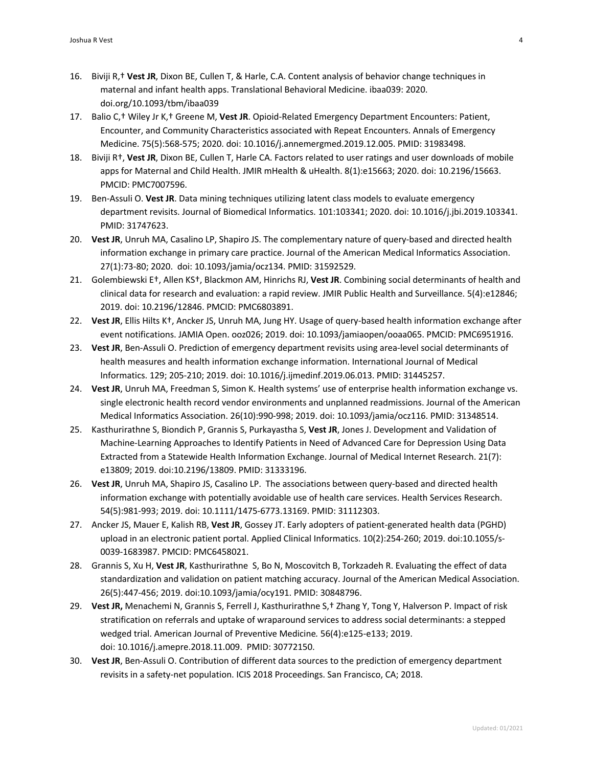16. Biviji R,† **Vest JR**, Dixon BE, Cullen T, & Harle, C.A. Content analysis of behavior change techniques in maternal and infant health apps. Translational Behavioral Medicine. ibaa039: 2020. doi.org/10.1093/tbm/ibaa039
17. Balio C,† Wiley Jr K,† Greene M, **Vest JR**. Opioid-Related Emergency Department Encounters: Patient, Encounter, and Community Characteristics associated with Repeat Encounters. Annals of Emergency Medicine. 75(5):568-575; 2020. doi: 10.1016/j.annemergmed.2019.12.005. PMID: 31983498.
18. Biviji R†, **Vest JR**, Dixon BE, Cullen T, Harle CA. Factors related to user ratings and user downloads of mobile apps for Maternal and Child Health. JMIR mHealth & uHealth. 8(1):e15663; 2020. doi: 10.2196/15663. PMCID: PMC7007596.
19. Ben-Assuli O. **Vest JR**. Data mining techniques utilizing latent class models to evaluate emergency department revisits. Journal of Biomedical Informatics. 101:103341; 2020. doi: 10.1016/j.jbi.2019.103341. PMID: 31747623.
20. **Vest JR**, Unruh MA, Casalino LP, Shapiro JS. The complementary nature of query-based and directed health information exchange in primary care practice. Journal of the American Medical Informatics Association. 27(1):73-80; 2020. doi: 10.1093/jamia/ocz134. PMID: 31592529.
21. Golembiewski E†, Allen KS†, Blackmon AM, Hinrichs RJ, **Vest JR**. Combining social determinants of health and clinical data for research and evaluation: a rapid review. JMIR Public Health and Surveillance. 5(4):e12846; 2019. doi: 10.2196/12846. PMCID: PMC6803891.
22. **Vest JR**, Ellis Hilts K†, Ancker JS, Unruh MA, Jung HY. Usage of query-based health information exchange after event notifications. JAMIA Open. ooz026; 2019. doi: 10.1093/jamiaopen/ooaa065. PMCID: PMC6951916.
23. **Vest JR**, Ben-Assuli O. Prediction of emergency department revisits using area-level social determinants of health measures and health information exchange information. International Journal of Medical Informatics. 129; 205-210; 2019. doi: 10.1016/j.ijmedinf.2019.06.013. PMID: 31445257.
24. **Vest JR**, Unruh MA, Freedman S, Simon K. Health systems' use of enterprise health information exchange vs. single electronic health record vendor environments and unplanned readmissions. Journal of the American Medical Informatics Association. 26(10):990-998; 2019. doi: 10.1093/jamia/ocz116. PMID: 31348514.
25. Kasthurirathne S, Biondich P, Grannis S, Purkayastha S, **Vest JR**, Jones J. Development and Validation of Machine-Learning Approaches to Identify Patients in Need of Advanced Care for Depression Using Data Extracted from a Statewide Health Information Exchange. Journal of Medical Internet Research. 21(7): e13809; 2019. doi:10.2196/13809. PMID: 31333196.
26. **Vest JR**, Unruh MA, Shapiro JS, Casalino LP. The associations between query-based and directed health information exchange with potentially avoidable use of health care services. Health Services Research. 54(5):981-993; 2019. doi: 10.1111/1475-6773.13169. PMID: 31112303.
27. Ancker JS, Mauer E, Kalish RB, **Vest JR**, Gossey JT. Early adopters of patient-generated health data (PGHD) upload in an electronic patient portal. Applied Clinical Informatics. 10(2):254-260; 2019. doi:10.1055/s-0039-1683987. PMCID: PMC6458021.
28. Grannis S, Xu H, **Vest JR**, Kasthurirathne S, Bo N, Moscovitch B, Torkzadeh R. Evaluating the effect of data standardization and validation on patient matching accuracy. Journal of the American Medical Association. 26(5):447-456; 2019. doi:10.1093/jamia/ocy191. PMID: 30848796.
29. **Vest JR,** Menachemi N, Grannis S, Ferrell J, Kasthurirathne S,† Zhang Y, Tong Y, Halverson P. Impact of risk stratification on referrals and uptake of wraparound services to address social determinants: a stepped wedged trial. American Journal of Preventive Medicine*.* 56(4):e125-e133; 2019. doi: 10.1016/j.amepre.2018.11.009. PMID: 30772150.
30. **Vest JR**, Ben-Assuli O. Contribution of different data sources to the prediction of emergency department revisits in a safety-net population. ICIS 2018 Proceedings. San Francisco, CA; 2018.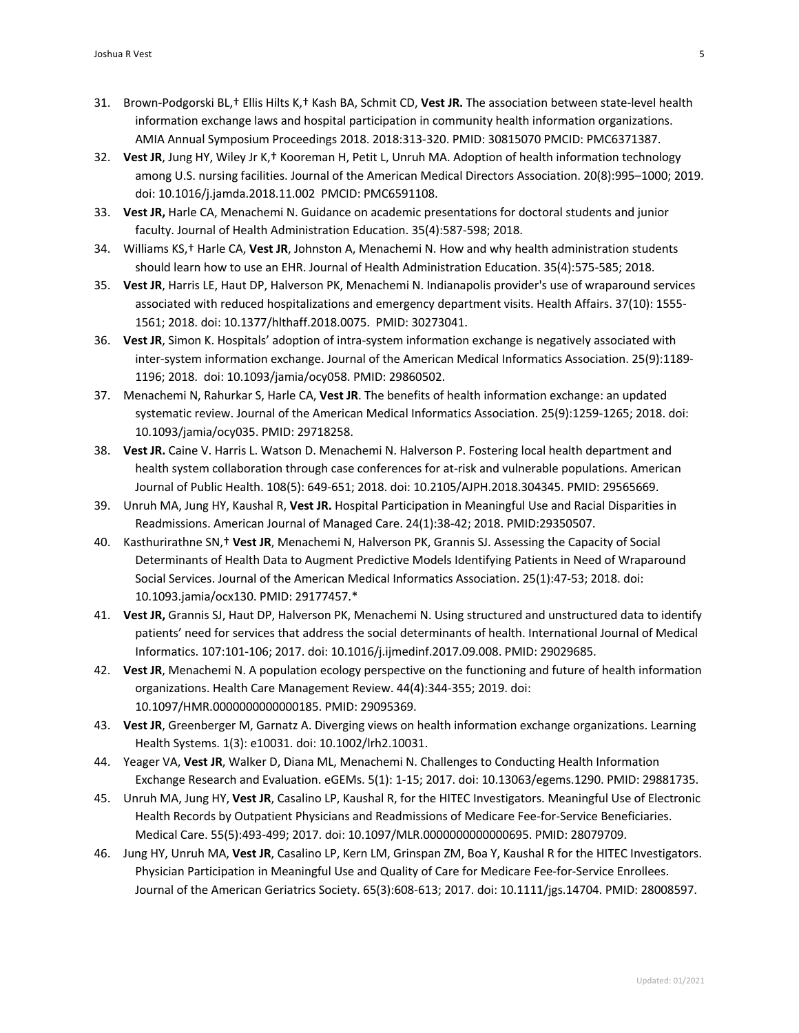31. Brown-Podgorski BL,† Ellis Hilts K,† Kash BA, Schmit CD, **Vest JR.** The association between state-level health information exchange laws and hospital participation in community health information organizations. AMIA Annual Symposium Proceedings 2018. 2018:313-320. PMID: 30815070 PMCID: PMC6371387.
32. **Vest JR**, Jung HY, Wiley Jr K,† Kooreman H, Petit L, Unruh MA. Adoption of health information technology among U.S. nursing facilities. Journal of the American Medical Directors Association. 20(8):995–1000; 2019. doi: 10.1016/j.jamda.2018.11.002 PMCID: PMC6591108.
33. **Vest JR,** Harle CA, Menachemi N. Guidance on academic presentations for doctoral students and junior faculty. Journal of Health Administration Education. 35(4):587-598; 2018.
34. Williams KS,† Harle CA, **Vest JR**, Johnston A, Menachemi N. How and why health administration students should learn how to use an EHR. Journal of Health Administration Education. 35(4):575-585; 2018.
35. **Vest JR**, Harris LE, Haut DP, Halverson PK, Menachemi N. Indianapolis provider's use of wraparound services associated with reduced hospitalizations and emergency department visits. Health Affairs. 37(10): 1555-1561; 2018. doi: 10.1377/hlthaff.2018.0075. PMID: 30273041.
36. **Vest JR**, Simon K. Hospitals' adoption of intra-system information exchange is negatively associated with inter-system information exchange. Journal of the American Medical Informatics Association. 25(9):1189-1196; 2018. doi: 10.1093/jamia/ocy058. PMID: 29860502.
37. Menachemi N, Rahurkar S, Harle CA, **Vest JR**. The benefits of health information exchange: an updated systematic review. Journal of the American Medical Informatics Association. 25(9):1259-1265; 2018. doi: 10.1093/jamia/ocy035. PMID: 29718258.
38. **Vest JR.** Caine V. Harris L. Watson D. Menachemi N. Halverson P. Fostering local health department and health system collaboration through case conferences for at-risk and vulnerable populations. American Journal of Public Health. 108(5): 649-651; 2018. doi: 10.2105/AJPH.2018.304345. PMID: 29565669.
39. Unruh MA, Jung HY, Kaushal R, **Vest JR.** Hospital Participation in Meaningful Use and Racial Disparities in Readmissions. American Journal of Managed Care. 24(1):38-42; 2018. PMID:29350507.
40. Kasthurirathne SN,† **Vest JR**, Menachemi N, Halverson PK, Grannis SJ. Assessing the Capacity of Social Determinants of Health Data to Augment Predictive Models Identifying Patients in Need of Wraparound Social Services. Journal of the American Medical Informatics Association. 25(1):47-53; 2018. doi: 10.1093.jamia/ocx130. PMID: 29177457.*
41. **Vest JR,** Grannis SJ, Haut DP, Halverson PK, Menachemi N. Using structured and unstructured data to identify patients' need for services that address the social determinants of health. International Journal of Medical Informatics. 107:101-106; 2017. doi: 10.1016/j.ijmedinf.2017.09.008. PMID: 29029685.
42. **Vest JR**, Menachemi N. A population ecology perspective on the functioning and future of health information organizations. Health Care Management Review. 44(4):344-355; 2019. doi: 10.1097/HMR.0000000000000185. PMID: 29095369.
43. **Vest JR**, Greenberger M, Garnatz A. Diverging views on health information exchange organizations. Learning Health Systems. 1(3): e10031. doi: 10.1002/lrh2.10031.
44. Yeager VA, **Vest JR**, Walker D, Diana ML, Menachemi N. Challenges to Conducting Health Information Exchange Research and Evaluation. eGEMs. 5(1): 1-15; 2017. doi: 10.13063/egems.1290. PMID: 29881735.
45. Unruh MA, Jung HY, **Vest JR**, Casalino LP, Kaushal R, for the HITEC Investigators. Meaningful Use of Electronic Health Records by Outpatient Physicians and Readmissions of Medicare Fee-for-Service Beneficiaries. Medical Care. 55(5):493-499; 2017. doi: 10.1097/MLR.0000000000000695. PMID: 28079709.
46. Jung HY, Unruh MA, **Vest JR**, Casalino LP, Kern LM, Grinspan ZM, Boa Y, Kaushal R for the HITEC Investigators. Physician Participation in Meaningful Use and Quality of Care for Medicare Fee-for-Service Enrollees. Journal of the American Geriatrics Society. 65(3):608-613; 2017. doi: 10.1111/jgs.14704. PMID: 28008597.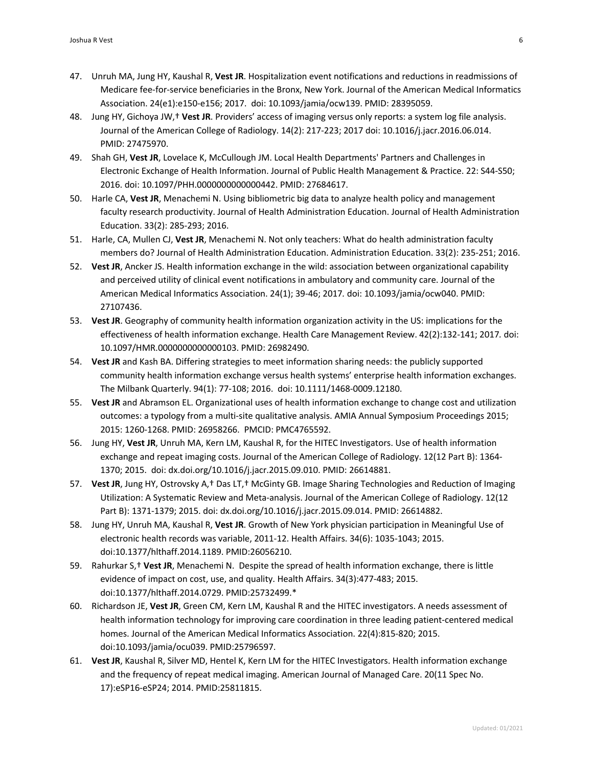47. Unruh MA, Jung HY, Kaushal R, **Vest JR**. Hospitalization event notifications and reductions in readmissions of Medicare fee-for-service beneficiaries in the Bronx, New York. Journal of the American Medical Informatics Association. 24(e1):e150-e156; 2017. doi: 10.1093/jamia/ocw139. PMID: 28395059.
48. Jung HY, Gichoya JW,† **Vest JR**. Providers' access of imaging versus only reports: a system log file analysis. Journal of the American College of Radiology. 14(2): 217-223; 2017 doi: 10.1016/j.jacr.2016.06.014. PMID: 27475970.
49. Shah GH, **Vest JR**, Lovelace K, McCullough JM. Local Health Departments' Partners and Challenges in Electronic Exchange of Health Information. Journal of Public Health Management & Practice. 22: S44-S50; 2016. doi: 10.1097/PHH.0000000000000442. PMID: 27684617.
50. Harle CA, **Vest JR**, Menachemi N. Using bibliometric big data to analyze health policy and management faculty research productivity. Journal of Health Administration Education. Journal of Health Administration Education. 33(2): 285-293; 2016.
51. Harle, CA, Mullen CJ, **Vest JR**, Menachemi N. Not only teachers: What do health administration faculty members do? Journal of Health Administration Education. Administration Education. 33(2): 235-251; 2016.
52. **Vest JR**, Ancker JS. Health information exchange in the wild: association between organizational capability and perceived utility of clinical event notifications in ambulatory and community care. Journal of the American Medical Informatics Association. 24(1); 39-46; 2017. doi: 10.1093/jamia/ocw040. PMID: 27107436.
53. **Vest JR**. Geography of community health information organization activity in the US: implications for the effectiveness of health information exchange. Health Care Management Review. 42(2):132-141; 2017. doi: 10.1097/HMR.0000000000000103. PMID: 26982490.
54. **Vest JR** and Kash BA. Differing strategies to meet information sharing needs: the publicly supported community health information exchange versus health systems' enterprise health information exchanges. The Milbank Quarterly. 94(1): 77-108; 2016. doi: 10.1111/1468-0009.12180.
55. **Vest JR** and Abramson EL. Organizational uses of health information exchange to change cost and utilization outcomes: a typology from a multi-site qualitative analysis. AMIA Annual Symposium Proceedings 2015; 2015: 1260-1268. PMID: 26958266. PMCID: PMC4765592.
56. Jung HY, **Vest JR**, Unruh MA, Kern LM, Kaushal R, for the HITEC Investigators. Use of health information exchange and repeat imaging costs. Journal of the American College of Radiology. 12(12 Part B): 1364-1370; 2015. doi: dx.doi.org/10.1016/j.jacr.2015.09.010. PMID: 26614881.
57. **Vest JR**, Jung HY, Ostrovsky A,† Das LT,† McGinty GB. Image Sharing Technologies and Reduction of Imaging Utilization: A Systematic Review and Meta-analysis. Journal of the American College of Radiology. 12(12 Part B): 1371-1379; 2015. doi: dx.doi.org/10.1016/j.jacr.2015.09.014. PMID: 26614882.
58. Jung HY, Unruh MA, Kaushal R, **Vest JR**. Growth of New York physician participation in Meaningful Use of electronic health records was variable, 2011-12. Health Affairs. 34(6): 1035-1043; 2015. doi:10.1377/hlthaff.2014.1189. PMID:26056210.
59. Rahurkar S,† **Vest JR**, Menachemi N. Despite the spread of health information exchange, there is little evidence of impact on cost, use, and quality. Health Affairs. 34(3):477-483; 2015. doi:10.1377/hlthaff.2014.0729. PMID:25732499.*
60. Richardson JE, **Vest JR**, Green CM, Kern LM, Kaushal R and the HITEC investigators. A needs assessment of health information technology for improving care coordination in three leading patient-centered medical homes. Journal of the American Medical Informatics Association. 22(4):815-820; 2015. doi:10.1093/jamia/ocu039. PMID:25796597.
61. **Vest JR**, Kaushal R, Silver MD, Hentel K, Kern LM for the HITEC Investigators. Health information exchange and the frequency of repeat medical imaging. American Journal of Managed Care. 20(11 Spec No. 17):eSP16-eSP24; 2014. PMID:25811815.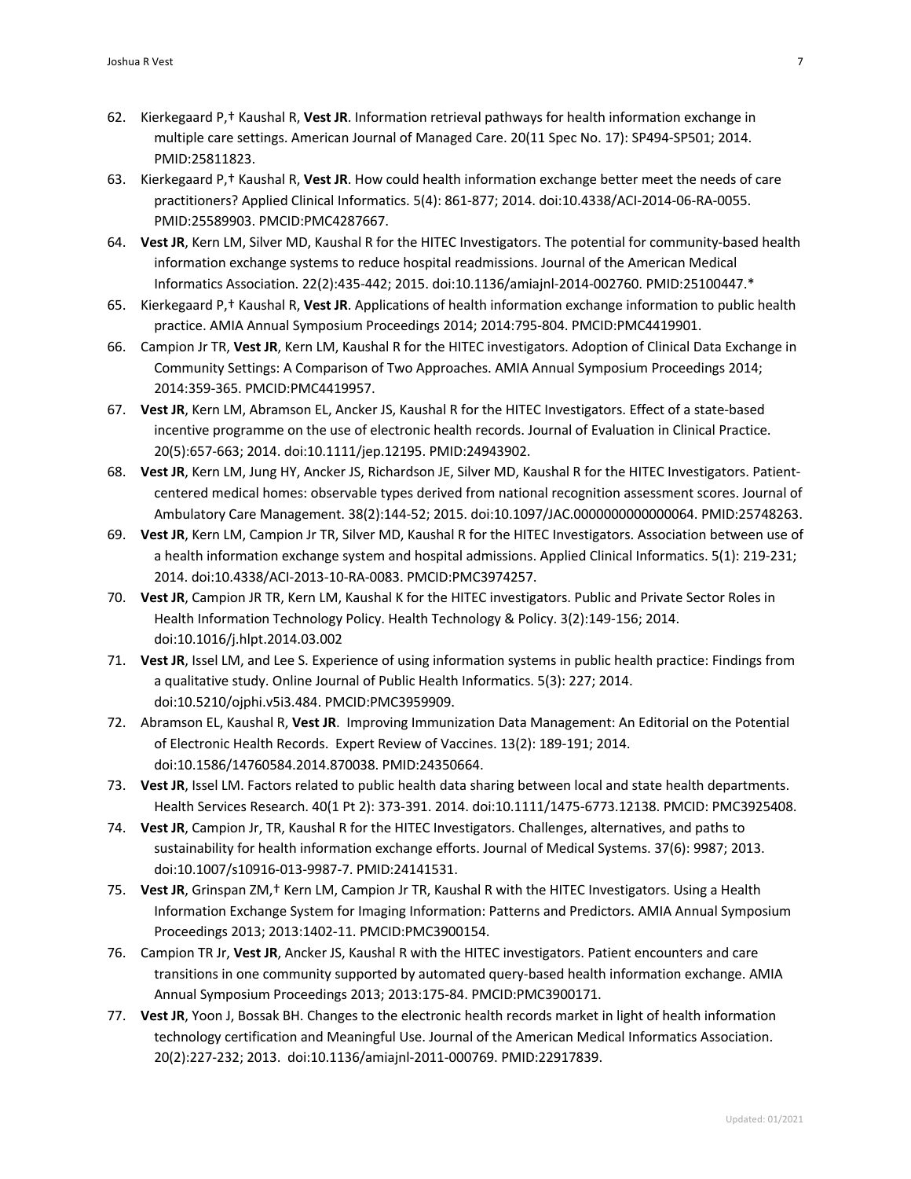62. Kierkegaard P,† Kaushal R, **Vest JR**. Information retrieval pathways for health information exchange in multiple care settings. American Journal of Managed Care. 20(11 Spec No. 17): SP494-SP501; 2014. PMID:25811823.
63. Kierkegaard P,† Kaushal R, **Vest JR**. How could health information exchange better meet the needs of care practitioners? Applied Clinical Informatics. 5(4): 861-877; 2014. doi:10.4338/ACI-2014-06-RA-0055. PMID:25589903. PMCID:PMC4287667.
64. **Vest JR**, Kern LM, Silver MD, Kaushal R for the HITEC Investigators. The potential for community-based health information exchange systems to reduce hospital readmissions. Journal of the American Medical Informatics Association. 22(2):435-442; 2015. doi:10.1136/amiajnl-2014-002760. PMID:25100447.*
65. Kierkegaard P,† Kaushal R, **Vest JR**. Applications of health information exchange information to public health practice. AMIA Annual Symposium Proceedings 2014; 2014:795-804. PMCID:PMC4419901.
66. Campion Jr TR, **Vest JR**, Kern LM, Kaushal R for the HITEC investigators. Adoption of Clinical Data Exchange in Community Settings: A Comparison of Two Approaches. AMIA Annual Symposium Proceedings 2014; 2014:359-365. PMCID:PMC4419957.
67. **Vest JR**, Kern LM, Abramson EL, Ancker JS, Kaushal R for the HITEC Investigators. Effect of a state-based incentive programme on the use of electronic health records. Journal of Evaluation in Clinical Practice. 20(5):657-663; 2014. doi:10.1111/jep.12195. PMID:24943902.
68. **Vest JR**, Kern LM, Jung HY, Ancker JS, Richardson JE, Silver MD, Kaushal R for the HITEC Investigators. Patient-centered medical homes: observable types derived from national recognition assessment scores. Journal of Ambulatory Care Management. 38(2):144-52; 2015. doi:10.1097/JAC.0000000000000064. PMID:25748263.
69. **Vest JR**, Kern LM, Campion Jr TR, Silver MD, Kaushal R for the HITEC Investigators. Association between use of a health information exchange system and hospital admissions. Applied Clinical Informatics. 5(1): 219-231; 2014. doi:10.4338/ACI-2013-10-RA-0083. PMCID:PMC3974257.
70. **Vest JR**, Campion JR TR, Kern LM, Kaushal K for the HITEC investigators. Public and Private Sector Roles in Health Information Technology Policy. Health Technology & Policy. 3(2):149-156; 2014. doi:10.1016/j.hlpt.2014.03.002
71. **Vest JR**, Issel LM, and Lee S. Experience of using information systems in public health practice: Findings from a qualitative study. Online Journal of Public Health Informatics. 5(3): 227; 2014. doi:10.5210/ojphi.v5i3.484. PMCID:PMC3959909.
72. Abramson EL, Kaushal R, **Vest JR**. Improving Immunization Data Management: An Editorial on the Potential of Electronic Health Records. Expert Review of Vaccines. 13(2): 189-191; 2014. doi:10.1586/14760584.2014.870038. PMID:24350664.
73. **Vest JR**, Issel LM. Factors related to public health data sharing between local and state health departments. Health Services Research. 40(1 Pt 2): 373-391. 2014. doi:10.1111/1475-6773.12138. PMCID: PMC3925408.
74. **Vest JR**, Campion Jr, TR, Kaushal R for the HITEC Investigators. Challenges, alternatives, and paths to sustainability for health information exchange efforts. Journal of Medical Systems. 37(6): 9987; 2013. doi:10.1007/s10916-013-9987-7. PMID:24141531.
75. **Vest JR**, Grinspan ZM,† Kern LM, Campion Jr TR, Kaushal R with the HITEC Investigators. Using a Health Information Exchange System for Imaging Information: Patterns and Predictors. AMIA Annual Symposium Proceedings 2013; 2013:1402-11. PMCID:PMC3900154.
76. Campion TR Jr, **Vest JR**, Ancker JS, Kaushal R with the HITEC investigators. Patient encounters and care transitions in one community supported by automated query-based health information exchange. AMIA Annual Symposium Proceedings 2013; 2013:175-84. PMCID:PMC3900171.
77. **Vest JR**, Yoon J, Bossak BH. Changes to the electronic health records market in light of health information technology certification and Meaningful Use. Journal of the American Medical Informatics Association. 20(2):227-232; 2013. doi:10.1136/amiajnl-2011-000769. PMID:22917839.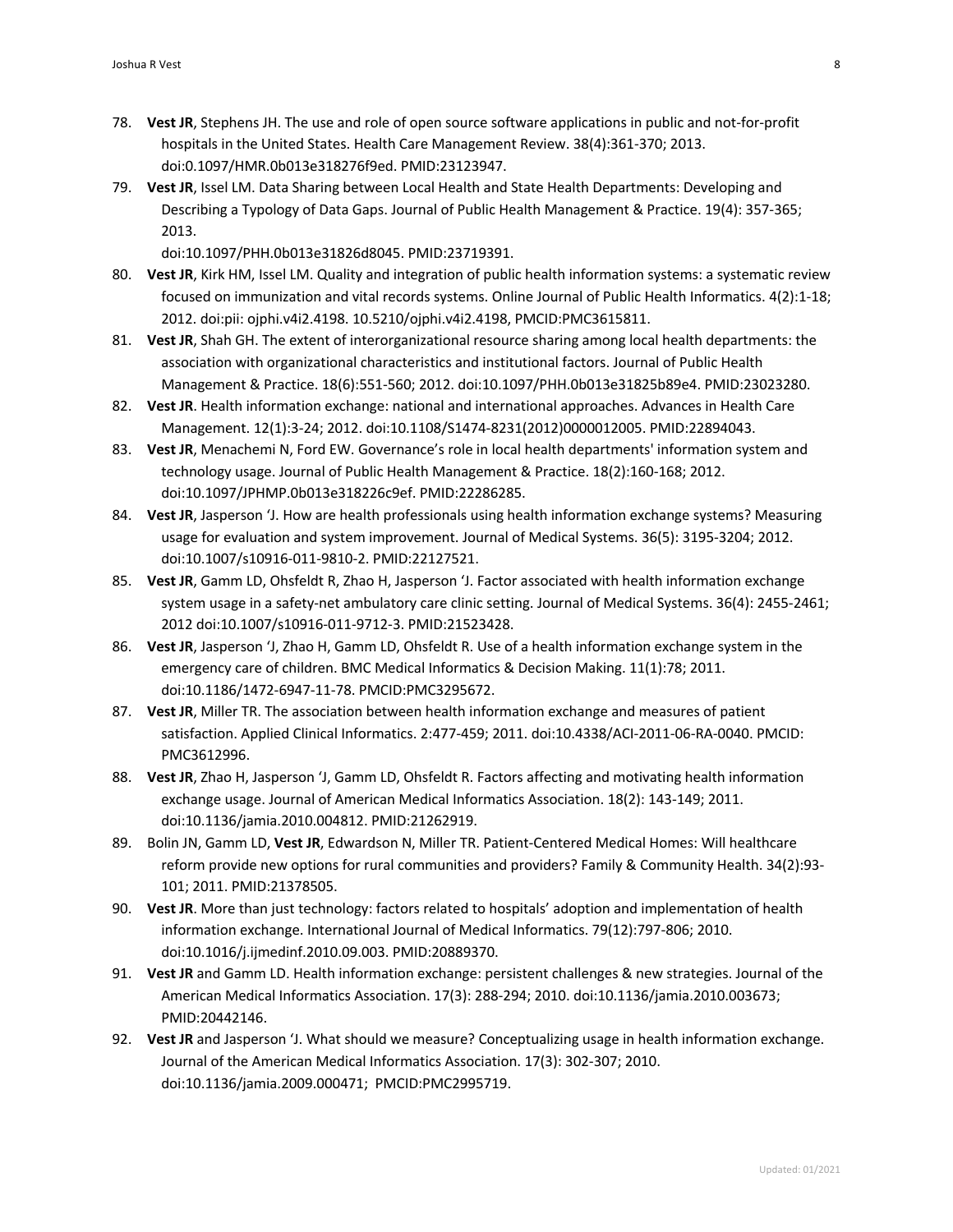78. **Vest JR**, Stephens JH. The use and role of open source software applications in public and not-for-profit hospitals in the United States. Health Care Management Review. 38(4):361-370; 2013. doi:0.1097/HMR.0b013e318276f9ed. PMID:23123947.
79. **Vest JR**, Issel LM. Data Sharing between Local Health and State Health Departments: Developing and Describing a Typology of Data Gaps. Journal of Public Health Management & Practice. 19(4): 357-365; 2013.
doi:10.1097/PHH.0b013e31826d8045. PMID:23719391.
80. **Vest JR**, Kirk HM, Issel LM. Quality and integration of public health information systems: a systematic review focused on immunization and vital records systems. Online Journal of Public Health Informatics. 4(2):1-18; 2012. doi:pii: ojphi.v4i2.4198. 10.5210/ojphi.v4i2.4198, PMCID:PMC3615811.
81. **Vest JR**, Shah GH. The extent of interorganizational resource sharing among local health departments: the association with organizational characteristics and institutional factors. Journal of Public Health Management & Practice. 18(6):551-560; 2012. doi:10.1097/PHH.0b013e31825b89e4. PMID:23023280.
82. **Vest JR**. Health information exchange: national and international approaches. Advances in Health Care Management. 12(1):3-24; 2012. doi:10.1108/S1474-8231(2012)0000012005. PMID:22894043.
83. **Vest JR**, Menachemi N, Ford EW. Governance's role in local health departments' information system and technology usage. Journal of Public Health Management & Practice. 18(2):160-168; 2012. doi:10.1097/JPHMP.0b013e318226c9ef. PMID:22286285.
84. **Vest JR**, Jasperson 'J. How are health professionals using health information exchange systems? Measuring usage for evaluation and system improvement. Journal of Medical Systems. 36(5): 3195-3204; 2012. doi:10.1007/s10916-011-9810-2. PMID:22127521.
85. **Vest JR**, Gamm LD, Ohsfeldt R, Zhao H, Jasperson 'J. Factor associated with health information exchange system usage in a safety-net ambulatory care clinic setting. Journal of Medical Systems. 36(4): 2455-2461; 2012 doi:10.1007/s10916-011-9712-3. PMID:21523428.
86. **Vest JR**, Jasperson 'J, Zhao H, Gamm LD, Ohsfeldt R. Use of a health information exchange system in the emergency care of children. BMC Medical Informatics & Decision Making. 11(1):78; 2011. doi:10.1186/1472-6947-11-78. PMCID:PMC3295672.
87. **Vest JR**, Miller TR. The association between health information exchange and measures of patient satisfaction. Applied Clinical Informatics. 2:477-459; 2011. doi:10.4338/ACI-2011-06-RA-0040. PMCID: PMC3612996.
88. **Vest JR**, Zhao H, Jasperson 'J, Gamm LD, Ohsfeldt R. Factors affecting and motivating health information exchange usage. Journal of American Medical Informatics Association. 18(2): 143-149; 2011. doi:10.1136/jamia.2010.004812. PMID:21262919.
89. Bolin JN, Gamm LD, **Vest JR**, Edwardson N, Miller TR. Patient-Centered Medical Homes: Will healthcare reform provide new options for rural communities and providers? Family & Community Health. 34(2):93-101; 2011. PMID:21378505.
90. **Vest JR**. More than just technology: factors related to hospitals' adoption and implementation of health information exchange. International Journal of Medical Informatics. 79(12):797-806; 2010. doi:10.1016/j.ijmedinf.2010.09.003. PMID:20889370.
91. **Vest JR** and Gamm LD. Health information exchange: persistent challenges & new strategies. Journal of the American Medical Informatics Association. 17(3): 288-294; 2010. doi:10.1136/jamia.2010.003673; PMID:20442146.
92. **Vest JR** and Jasperson 'J. What should we measure? Conceptualizing usage in health information exchange. Journal of the American Medical Informatics Association. 17(3): 302-307; 2010. doi:10.1136/jamia.2009.000471; PMCID:PMC2995719.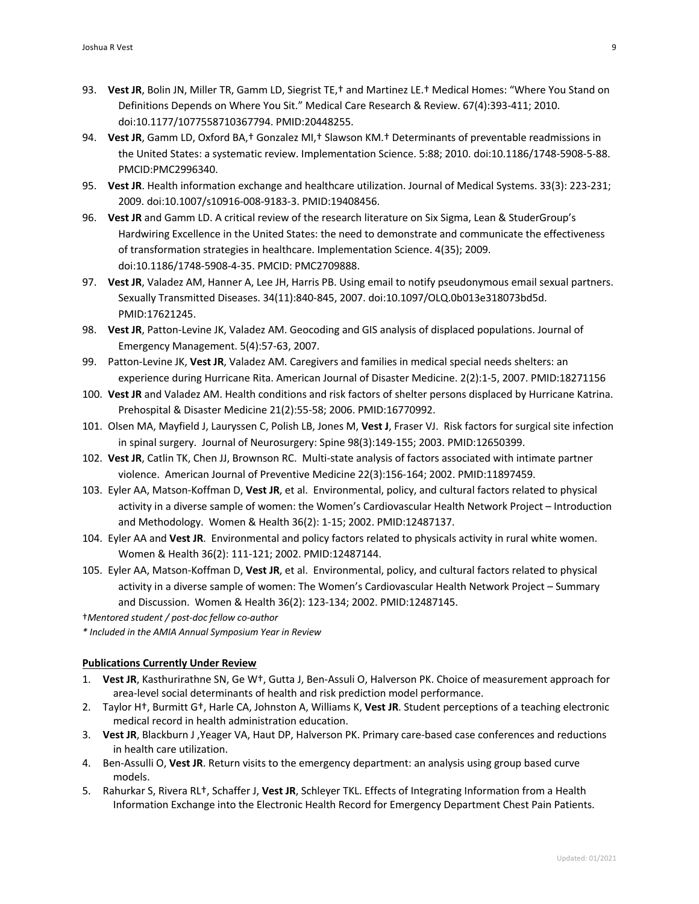93. **Vest JR**, Bolin JN, Miller TR, Gamm LD, Siegrist TE,† and Martinez LE.† Medical Homes: "Where You Stand on Definitions Depends on Where You Sit." Medical Care Research & Review. 67(4):393-411; 2010. doi:10.1177/1077558710367794. PMID:20448255.
94. **Vest JR**, Gamm LD, Oxford BA,† Gonzalez MI,† Slawson KM.† Determinants of preventable readmissions in the United States: a systematic review. Implementation Science. 5:88; 2010. doi:10.1186/1748-5908-5-88. PMCID:PMC2996340.
95. **Vest JR**. Health information exchange and healthcare utilization. Journal of Medical Systems. 33(3): 223-231; 2009. doi:10.1007/s10916-008-9183-3. PMID:19408456.
96. **Vest JR** and Gamm LD. A critical review of the research literature on Six Sigma, Lean & StuderGroup's Hardwiring Excellence in the United States: the need to demonstrate and communicate the effectiveness of transformation strategies in healthcare. Implementation Science. 4(35); 2009. doi:10.1186/1748-5908-4-35. PMCID: PMC2709888.
97. **Vest JR**, Valadez AM, Hanner A, Lee JH, Harris PB. Using email to notify pseudonymous email sexual partners. Sexually Transmitted Diseases. 34(11):840-845, 2007. doi:10.1097/OLQ.0b013e318073bd5d. PMID:17621245.
98. **Vest JR**, Patton-Levine JK, Valadez AM. Geocoding and GIS analysis of displaced populations. Journal of Emergency Management. 5(4):57-63, 2007.
99. Patton-Levine JK, **Vest JR**, Valadez AM. Caregivers and families in medical special needs shelters: an experience during Hurricane Rita. American Journal of Disaster Medicine. 2(2):1-5, 2007. PMID:18271156
100. **Vest JR** and Valadez AM. Health conditions and risk factors of shelter persons displaced by Hurricane Katrina. Prehospital & Disaster Medicine 21(2):55-58; 2006. PMID:16770992.
101. Olsen MA, Mayfield J, Lauryssen C, Polish LB, Jones M, **Vest J**, Fraser VJ. Risk factors for surgical site infection in spinal surgery. Journal of Neurosurgery: Spine 98(3):149-155; 2003. PMID:12650399.
102. **Vest JR**, Catlin TK, Chen JJ, Brownson RC. Multi-state analysis of factors associated with intimate partner violence. American Journal of Preventive Medicine 22(3):156-164; 2002. PMID:11897459.
103. Eyler AA, Matson-Koffman D, **Vest JR**, et al. Environmental, policy, and cultural factors related to physical activity in a diverse sample of women: the Women's Cardiovascular Health Network Project – Introduction and Methodology. Women & Health 36(2): 1-15; 2002. PMID:12487137.
104. Eyler AA and **Vest JR**. Environmental and policy factors related to physicals activity in rural white women. Women & Health 36(2): 111-121; 2002. PMID:12487144.
105. Eyler AA, Matson-Koffman D, **Vest JR**, et al. Environmental, policy, and cultural factors related to physical activity in a diverse sample of women: The Women's Cardiovascular Health Network Project – Summary and Discussion. Women & Health 36(2): 123-134; 2002. PMID:12487145.

†*Mentored student / post-doc fellow co-author*

*\* Included in the AMIA Annual Symposium Year in Review*

**Publications Currently Under Review**

1. **Vest JR**, Kasthurirathne SN, Ge W†, Gutta J, Ben-Assuli O, Halverson PK. Choice of measurement approach for area-level social determinants of health and risk prediction model performance.
2. Taylor H†, Burmitt G†, Harle CA, Johnston A, Williams K, **Vest JR**. Student perceptions of a teaching electronic medical record in health administration education.
3. **Vest JR**, Blackburn J ,Yeager VA, Haut DP, Halverson PK. Primary care-based case conferences and reductions in health care utilization.
4. Ben-Assuli O, **Vest JR**. Return visits to the emergency department: an analysis using group based curve models.
5. Rahurkar S, Rivera RL†, Schaffer J, **Vest JR**, Schleyer TKL. Effects of Integrating Information from a Health Information Exchange into the Electronic Health Record for Emergency Department Chest Pain Patients.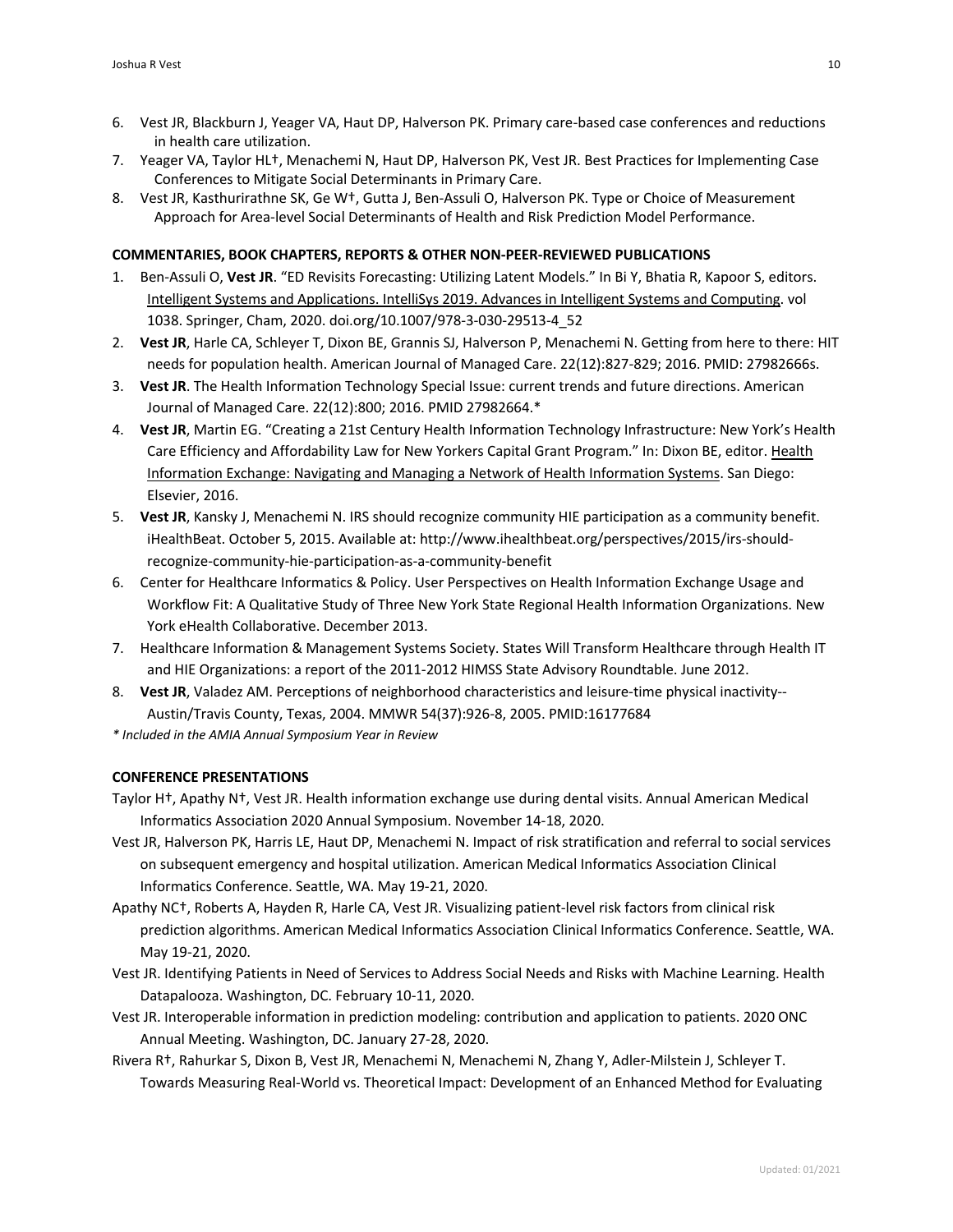6. Vest JR, Blackburn J, Yeager VA, Haut DP, Halverson PK. Primary care-based case conferences and reductions in health care utilization.
7. Yeager VA, Taylor HL†, Menachemi N, Haut DP, Halverson PK, Vest JR. Best Practices for Implementing Case Conferences to Mitigate Social Determinants in Primary Care.
8. Vest JR, Kasthurirathne SK, Ge W†, Gutta J, Ben-Assuli O, Halverson PK. Type or Choice of Measurement Approach for Area-level Social Determinants of Health and Risk Prediction Model Performance.

**COMMENTARIES, BOOK CHAPTERS, REPORTS & OTHER NON-PEER-REVIEWED PUBLICATIONS**

1. Ben-Assuli O, **Vest JR**. "ED Revisits Forecasting: Utilizing Latent Models." In Bi Y, Bhatia R, Kapoor S, editors. Intelligent Systems and Applications. IntelliSys 2019. Advances in Intelligent Systems and Computing. vol 1038. Springer, Cham, 2020. doi.org/10.1007/978-3-030-29513-4_52
2. **Vest JR**, Harle CA, Schleyer T, Dixon BE, Grannis SJ, Halverson P, Menachemi N. Getting from here to there: HIT needs for population health. American Journal of Managed Care. 22(12):827-829; 2016. PMID: 27982666s.
3. **Vest JR**. The Health Information Technology Special Issue: current trends and future directions. American Journal of Managed Care. 22(12):800; 2016. PMID 27982664.*
4. **Vest JR**, Martin EG. "Creating a 21st Century Health Information Technology Infrastructure: New York's Health Care Efficiency and Affordability Law for New Yorkers Capital Grant Program." In: Dixon BE, editor. Health Information Exchange: Navigating and Managing a Network of Health Information Systems. San Diego: Elsevier, 2016.
5. **Vest JR**, Kansky J, Menachemi N. IRS should recognize community HIE participation as a community benefit. iHealthBeat. October 5, 2015. Available at: http://www.ihealthbeat.org/perspectives/2015/irs-should-recognize-community-hie-participation-as-a-community-benefit
6. Center for Healthcare Informatics & Policy. User Perspectives on Health Information Exchange Usage and Workflow Fit: A Qualitative Study of Three New York State Regional Health Information Organizations. New York eHealth Collaborative. December 2013.
7. Healthcare Information & Management Systems Society. States Will Transform Healthcare through Health IT and HIE Organizations: a report of the 2011-2012 HIMSS State Advisory Roundtable. June 2012.
8. **Vest JR**, Valadez AM. Perceptions of neighborhood characteristics and leisure-time physical inactivity--Austin/Travis County, Texas, 2004. MMWR 54(37):926-8, 2005. PMID:16177684

*\* Included in the AMIA Annual Symposium Year in Review*

**CONFERENCE PRESENTATIONS**

Taylor H†, Apathy N†, Vest JR. Health information exchange use during dental visits. Annual American Medical Informatics Association 2020 Annual Symposium. November 14-18, 2020.

Vest JR, Halverson PK, Harris LE, Haut DP, Menachemi N. Impact of risk stratification and referral to social services on subsequent emergency and hospital utilization. American Medical Informatics Association Clinical Informatics Conference. Seattle, WA. May 19-21, 2020.

Apathy NC†, Roberts A, Hayden R, Harle CA, Vest JR. Visualizing patient-level risk factors from clinical risk prediction algorithms. American Medical Informatics Association Clinical Informatics Conference. Seattle, WA. May 19-21, 2020.

Vest JR. Identifying Patients in Need of Services to Address Social Needs and Risks with Machine Learning. Health Datapalooza. Washington, DC. February 10-11, 2020.

Vest JR. Interoperable information in prediction modeling: contribution and application to patients. 2020 ONC Annual Meeting. Washington, DC. January 27-28, 2020.

Rivera R†, Rahurkar S, Dixon B, Vest JR, Menachemi N, Menachemi N, Zhang Y, Adler-Milstein J, Schleyer T. Towards Measuring Real-World vs. Theoretical Impact: Development of an Enhanced Method for Evaluating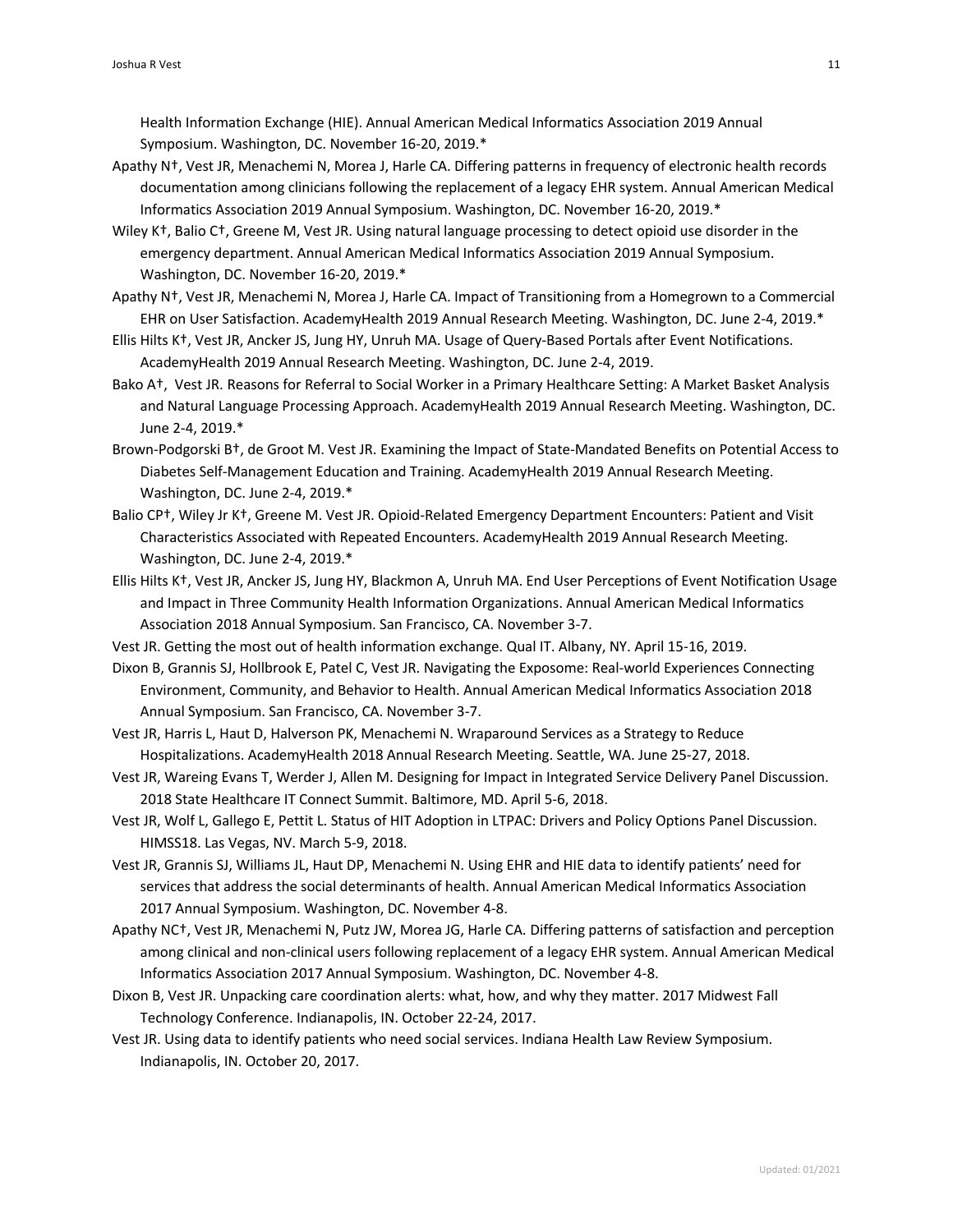Health Information Exchange (HIE). Annual American Medical Informatics Association 2019 Annual Symposium. Washington, DC. November 16-20, 2019.*

Apathy N†, Vest JR, Menachemi N, Morea J, Harle CA. Differing patterns in frequency of electronic health records documentation among clinicians following the replacement of a legacy EHR system. Annual American Medical Informatics Association 2019 Annual Symposium. Washington, DC. November 16-20, 2019.*

Wiley K†, Balio C†, Greene M, Vest JR. Using natural language processing to detect opioid use disorder in the emergency department. Annual American Medical Informatics Association 2019 Annual Symposium. Washington, DC. November 16-20, 2019.*

Apathy N†, Vest JR, Menachemi N, Morea J, Harle CA. Impact of Transitioning from a Homegrown to a Commercial EHR on User Satisfaction. AcademyHealth 2019 Annual Research Meeting. Washington, DC. June 2-4, 2019.*

Ellis Hilts K†, Vest JR, Ancker JS, Jung HY, Unruh MA. Usage of Query-Based Portals after Event Notifications. AcademyHealth 2019 Annual Research Meeting. Washington, DC. June 2-4, 2019.

Bako A†, Vest JR. Reasons for Referral to Social Worker in a Primary Healthcare Setting: A Market Basket Analysis and Natural Language Processing Approach. AcademyHealth 2019 Annual Research Meeting. Washington, DC. June 2-4, 2019.*

Brown-Podgorski B†, de Groot M. Vest JR. Examining the Impact of State-Mandated Benefits on Potential Access to Diabetes Self-Management Education and Training. AcademyHealth 2019 Annual Research Meeting. Washington, DC. June 2-4, 2019.*

Balio CP†, Wiley Jr K†, Greene M. Vest JR. Opioid-Related Emergency Department Encounters: Patient and Visit Characteristics Associated with Repeated Encounters. AcademyHealth 2019 Annual Research Meeting. Washington, DC. June 2-4, 2019.*

Ellis Hilts K†, Vest JR, Ancker JS, Jung HY, Blackmon A, Unruh MA. End User Perceptions of Event Notification Usage and Impact in Three Community Health Information Organizations. Annual American Medical Informatics Association 2018 Annual Symposium. San Francisco, CA. November 3-7.

Vest JR. Getting the most out of health information exchange. Qual IT. Albany, NY. April 15-16, 2019.

Dixon B, Grannis SJ, Hollbrook E, Patel C, Vest JR. Navigating the Exposome: Real-world Experiences Connecting Environment, Community, and Behavior to Health. Annual American Medical Informatics Association 2018 Annual Symposium. San Francisco, CA. November 3-7.

Vest JR, Harris L, Haut D, Halverson PK, Menachemi N. Wraparound Services as a Strategy to Reduce Hospitalizations. AcademyHealth 2018 Annual Research Meeting. Seattle, WA. June 25-27, 2018.

Vest JR, Wareing Evans T, Werder J, Allen M. Designing for Impact in Integrated Service Delivery Panel Discussion. 2018 State Healthcare IT Connect Summit. Baltimore, MD. April 5-6, 2018.

Vest JR, Wolf L, Gallego E, Pettit L. Status of HIT Adoption in LTPAC: Drivers and Policy Options Panel Discussion. HIMSS18. Las Vegas, NV. March 5-9, 2018.

Vest JR, Grannis SJ, Williams JL, Haut DP, Menachemi N. Using EHR and HIE data to identify patients' need for services that address the social determinants of health. Annual American Medical Informatics Association 2017 Annual Symposium. Washington, DC. November 4-8.

Apathy NC†, Vest JR, Menachemi N, Putz JW, Morea JG, Harle CA. Differing patterns of satisfaction and perception among clinical and non-clinical users following replacement of a legacy EHR system. Annual American Medical Informatics Association 2017 Annual Symposium. Washington, DC. November 4-8.

Dixon B, Vest JR. Unpacking care coordination alerts: what, how, and why they matter. 2017 Midwest Fall Technology Conference. Indianapolis, IN. October 22-24, 2017.

Vest JR. Using data to identify patients who need social services. Indiana Health Law Review Symposium. Indianapolis, IN. October 20, 2017.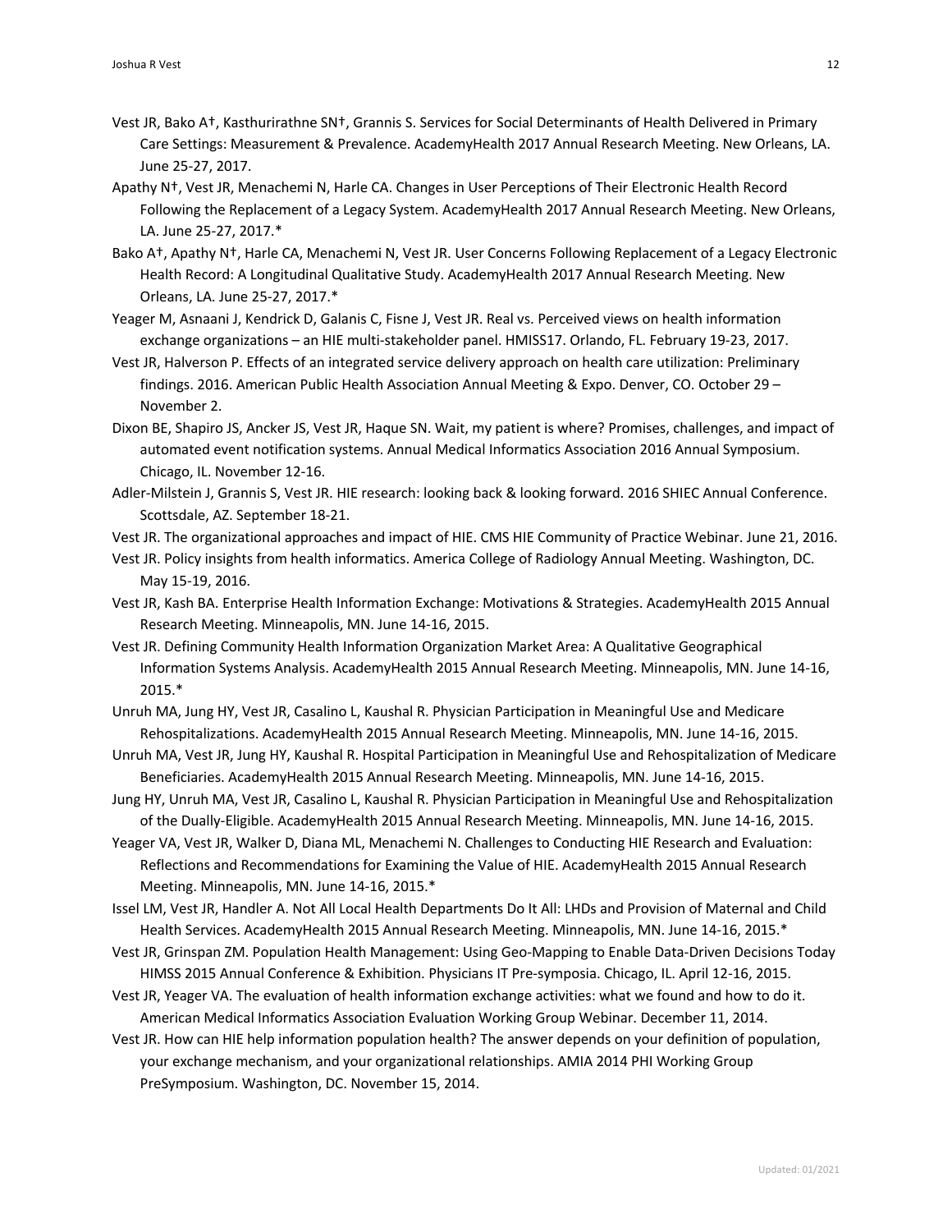Vest JR, Bako A†, Kasthurirathne SN†, Grannis S. Services for Social Determinants of Health Delivered in Primary Care Settings: Measurement & Prevalence. AcademyHealth 2017 Annual Research Meeting. New Orleans, LA. June 25-27, 2017.

Apathy N†, Vest JR, Menachemi N, Harle CA. Changes in User Perceptions of Their Electronic Health Record Following the Replacement of a Legacy System. AcademyHealth 2017 Annual Research Meeting. New Orleans, LA. June 25-27, 2017.*

Bako A†, Apathy N†, Harle CA, Menachemi N, Vest JR. User Concerns Following Replacement of a Legacy Electronic Health Record: A Longitudinal Qualitative Study. AcademyHealth 2017 Annual Research Meeting. New Orleans, LA. June 25-27, 2017.*

Yeager M, Asnaani J, Kendrick D, Galanis C, Fisne J, Vest JR. Real vs. Perceived views on health information exchange organizations – an HIE multi-stakeholder panel. HMISS17. Orlando, FL. February 19-23, 2017.

Vest JR, Halverson P. Effects of an integrated service delivery approach on health care utilization: Preliminary findings. 2016. American Public Health Association Annual Meeting & Expo. Denver, CO. October 29 – November 2.

Dixon BE, Shapiro JS, Ancker JS, Vest JR, Haque SN. Wait, my patient is where? Promises, challenges, and impact of automated event notification systems. Annual Medical Informatics Association 2016 Annual Symposium. Chicago, IL. November 12-16.

Adler-Milstein J, Grannis S, Vest JR. HIE research: looking back & looking forward. 2016 SHIEC Annual Conference. Scottsdale, AZ. September 18-21.

Vest JR. The organizational approaches and impact of HIE. CMS HIE Community of Practice Webinar. June 21, 2016.

Vest JR. Policy insights from health informatics. America College of Radiology Annual Meeting. Washington, DC. May 15-19, 2016.

Vest JR, Kash BA. Enterprise Health Information Exchange: Motivations & Strategies. AcademyHealth 2015 Annual Research Meeting. Minneapolis, MN. June 14-16, 2015.

Vest JR. Defining Community Health Information Organization Market Area: A Qualitative Geographical Information Systems Analysis. AcademyHealth 2015 Annual Research Meeting. Minneapolis, MN. June 14-16, 2015.*

Unruh MA, Jung HY, Vest JR, Casalino L, Kaushal R. Physician Participation in Meaningful Use and Medicare Rehospitalizations. AcademyHealth 2015 Annual Research Meeting. Minneapolis, MN. June 14-16, 2015.

Unruh MA, Vest JR, Jung HY, Kaushal R. Hospital Participation in Meaningful Use and Rehospitalization of Medicare Beneficiaries. AcademyHealth 2015 Annual Research Meeting. Minneapolis, MN. June 14-16, 2015.

Jung HY, Unruh MA, Vest JR, Casalino L, Kaushal R. Physician Participation in Meaningful Use and Rehospitalization of the Dually-Eligible. AcademyHealth 2015 Annual Research Meeting. Minneapolis, MN. June 14-16, 2015.

Yeager VA, Vest JR, Walker D, Diana ML, Menachemi N. Challenges to Conducting HIE Research and Evaluation: Reflections and Recommendations for Examining the Value of HIE. AcademyHealth 2015 Annual Research Meeting. Minneapolis, MN. June 14-16, 2015.*

Issel LM, Vest JR, Handler A. Not All Local Health Departments Do It All: LHDs and Provision of Maternal and Child Health Services. AcademyHealth 2015 Annual Research Meeting. Minneapolis, MN. June 14-16, 2015.*

Vest JR, Grinspan ZM. Population Health Management: Using Geo-Mapping to Enable Data-Driven Decisions Today HIMSS 2015 Annual Conference & Exhibition. Physicians IT Pre-symposia. Chicago, IL. April 12-16, 2015.

Vest JR, Yeager VA. The evaluation of health information exchange activities: what we found and how to do it. American Medical Informatics Association Evaluation Working Group Webinar. December 11, 2014.

Vest JR. How can HIE help information population health? The answer depends on your definition of population, your exchange mechanism, and your organizational relationships. AMIA 2014 PHI Working Group PreSymposium. Washington, DC. November 15, 2014.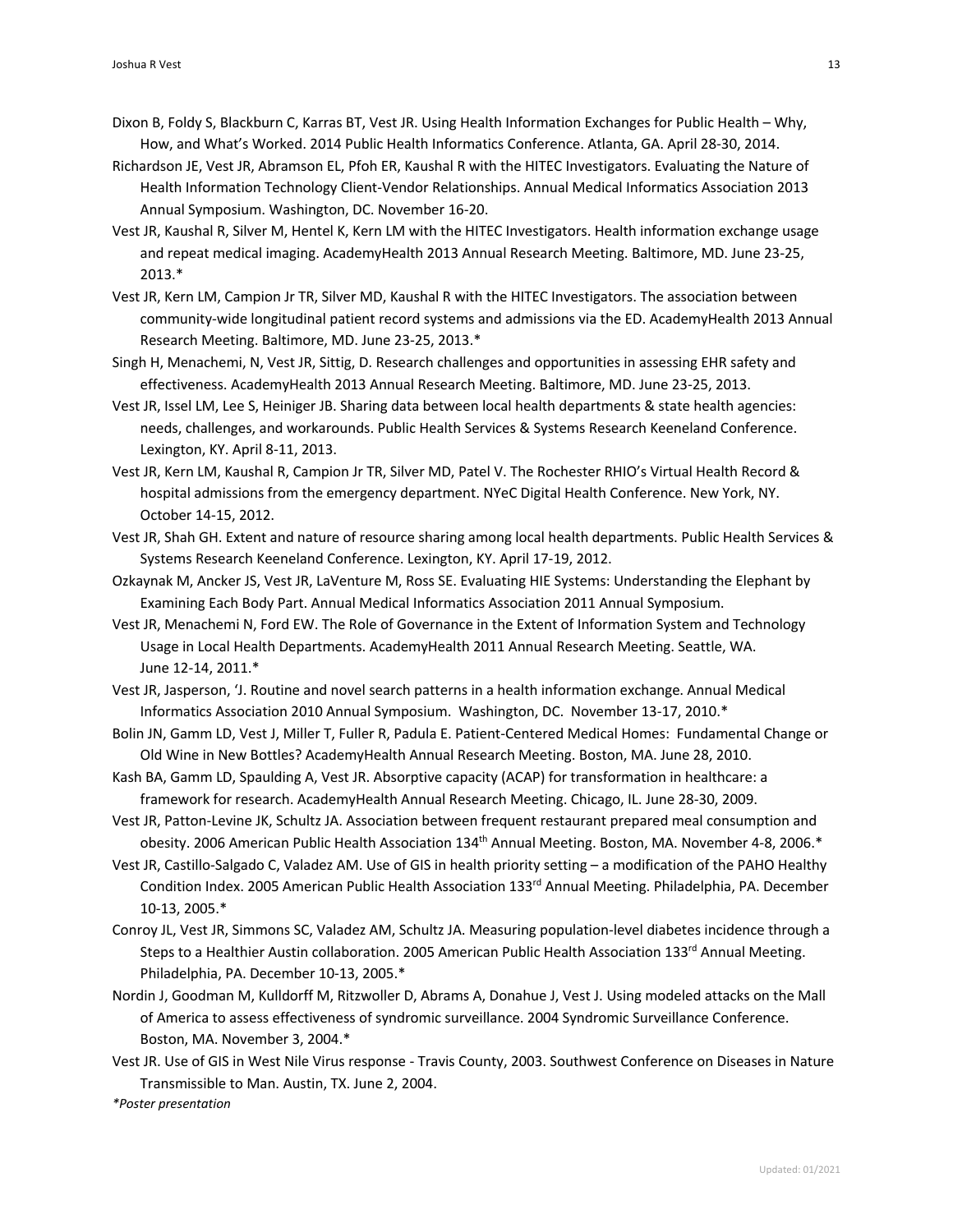Dixon B, Foldy S, Blackburn C, Karras BT, Vest JR. Using Health Information Exchanges for Public Health – Why, How, and What's Worked. 2014 Public Health Informatics Conference. Atlanta, GA. April 28-30, 2014.

Richardson JE, Vest JR, Abramson EL, Pfoh ER, Kaushal R with the HITEC Investigators. Evaluating the Nature of Health Information Technology Client-Vendor Relationships. Annual Medical Informatics Association 2013 Annual Symposium. Washington, DC. November 16-20.

Vest JR, Kaushal R, Silver M, Hentel K, Kern LM with the HITEC Investigators. Health information exchange usage and repeat medical imaging. AcademyHealth 2013 Annual Research Meeting. Baltimore, MD. June 23-25, 2013.*

Vest JR, Kern LM, Campion Jr TR, Silver MD, Kaushal R with the HITEC Investigators. The association between community-wide longitudinal patient record systems and admissions via the ED. AcademyHealth 2013 Annual Research Meeting. Baltimore, MD. June 23-25, 2013.*

Singh H, Menachemi, N, Vest JR, Sittig, D. Research challenges and opportunities in assessing EHR safety and effectiveness. AcademyHealth 2013 Annual Research Meeting. Baltimore, MD. June 23-25, 2013.

Vest JR, Issel LM, Lee S, Heiniger JB. Sharing data between local health departments & state health agencies: needs, challenges, and workarounds. Public Health Services & Systems Research Keeneland Conference. Lexington, KY. April 8-11, 2013.

Vest JR, Kern LM, Kaushal R, Campion Jr TR, Silver MD, Patel V. The Rochester RHIO's Virtual Health Record & hospital admissions from the emergency department. NYeC Digital Health Conference. New York, NY. October 14-15, 2012.

Vest JR, Shah GH. Extent and nature of resource sharing among local health departments. Public Health Services & Systems Research Keeneland Conference. Lexington, KY. April 17-19, 2012.

Ozkaynak M, Ancker JS, Vest JR, LaVenture M, Ross SE. Evaluating HIE Systems: Understanding the Elephant by Examining Each Body Part. Annual Medical Informatics Association 2011 Annual Symposium.

Vest JR, Menachemi N, Ford EW. The Role of Governance in the Extent of Information System and Technology Usage in Local Health Departments. AcademyHealth 2011 Annual Research Meeting. Seattle, WA. June 12-14, 2011.*

Vest JR, Jasperson, 'J. Routine and novel search patterns in a health information exchange. Annual Medical Informatics Association 2010 Annual Symposium. Washington, DC. November 13-17, 2010.*

Bolin JN, Gamm LD, Vest J, Miller T, Fuller R, Padula E. Patient-Centered Medical Homes: Fundamental Change or Old Wine in New Bottles? AcademyHealth Annual Research Meeting. Boston, MA. June 28, 2010.

Kash BA, Gamm LD, Spaulding A, Vest JR. Absorptive capacity (ACAP) for transformation in healthcare: a framework for research. AcademyHealth Annual Research Meeting. Chicago, IL. June 28-30, 2009.

Vest JR, Patton-Levine JK, Schultz JA. Association between frequent restaurant prepared meal consumption and obesity. 2006 American Public Health Association 134th Annual Meeting. Boston, MA. November 4-8, 2006.*

Vest JR, Castillo-Salgado C, Valadez AM. Use of GIS in health priority setting – a modification of the PAHO Healthy Condition Index. 2005 American Public Health Association 133rd Annual Meeting. Philadelphia, PA. December 10-13, 2005.*

Conroy JL, Vest JR, Simmons SC, Valadez AM, Schultz JA. Measuring population-level diabetes incidence through a Steps to a Healthier Austin collaboration. 2005 American Public Health Association 133rd Annual Meeting. Philadelphia, PA. December 10-13, 2005.*

Nordin J, Goodman M, Kulldorff M, Ritzwoller D, Abrams A, Donahue J, Vest J. Using modeled attacks on the Mall of America to assess effectiveness of syndromic surveillance. 2004 Syndromic Surveillance Conference. Boston, MA. November 3, 2004.*

Vest JR. Use of GIS in West Nile Virus response - Travis County, 2003. Southwest Conference on Diseases in Nature Transmissible to Man. Austin, TX. June 2, 2004.

*\*Poster presentation*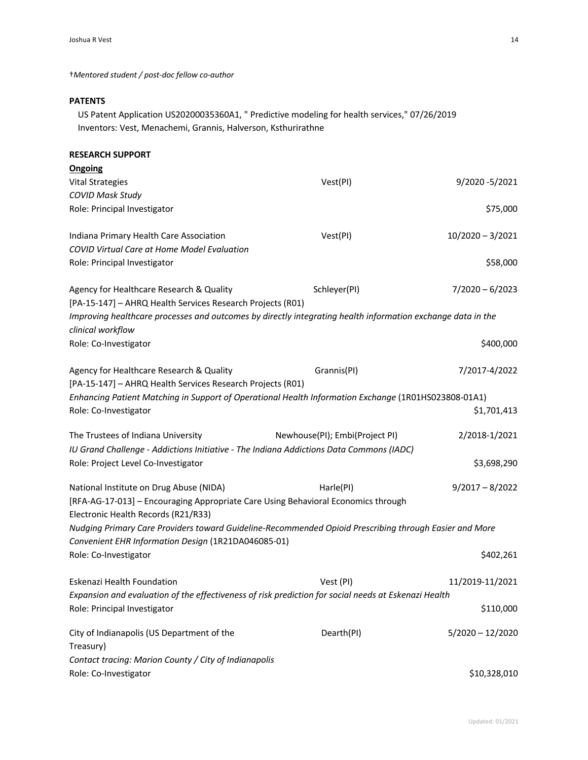†*Mentored student / post-doc fellow co-author*

**PATENTS**

US Patent Application US20200035360A1, " Predictive modeling for health services," 07/26/2019
Inventors: Vest, Menachemi, Grannis, Halverson, Ksthurirathne

**RESEARCH SUPPORT**

**Ongoing**

Vital Strategies — Vest(PI) — 9/2020 -5/2021
*COVID Mask Study*
Role: Principal Investigator — $75,000

Indiana Primary Health Care Association — Vest(PI) — 10/2020 – 3/2021
*COVID Virtual Care at Home Model Evaluation*
Role: Principal Investigator — $58,000

Agency for Healthcare Research & Quality — Schleyer(PI) — 7/2020 – 6/2023
[PA-15-147] – AHRQ Health Services Research Projects (R01)
*Improving healthcare processes and outcomes by directly integrating health information exchange data in the clinical workflow*
Role: Co-Investigator — $400,000

Agency for Healthcare Research & Quality — Grannis(PI) — 7/2017-4/2022
[PA-15-147] – AHRQ Health Services Research Projects (R01)
*Enhancing Patient Matching in Support of Operational Health Information Exchange* (1R01HS023808-01A1)
Role: Co-Investigator — $1,701,413

The Trustees of Indiana University — Newhouse(PI); Embi(Project PI) — 2/2018-1/2021
*IU Grand Challenge - Addictions Initiative - The Indiana Addictions Data Commons (IADC)*
Role: Project Level Co-Investigator — $3,698,290

National Institute on Drug Abuse (NIDA) — Harle(PI) — 9/2017 – 8/2022
[RFA-AG-17-013] – Encouraging Appropriate Care Using Behavioral Economics through Electronic Health Records (R21/R33)
*Nudging Primary Care Providers toward Guideline-Recommended Opioid Prescribing through Easier and More Convenient EHR Information Design* (1R21DA046085-01)
Role: Co-Investigator — $402,261

Eskenazi Health Foundation — Vest (PI) — 11/2019-11/2021
*Expansion and evaluation of the effectiveness of risk prediction for social needs at Eskenazi Health*
Role: Principal Investigator — $110,000

City of Indianapolis (US Department of the Treasury) — Dearth(PI) — 5/2020 – 12/2020
*Contact tracing: Marion County / City of Indianapolis*
Role: Co-Investigator — $10,328,010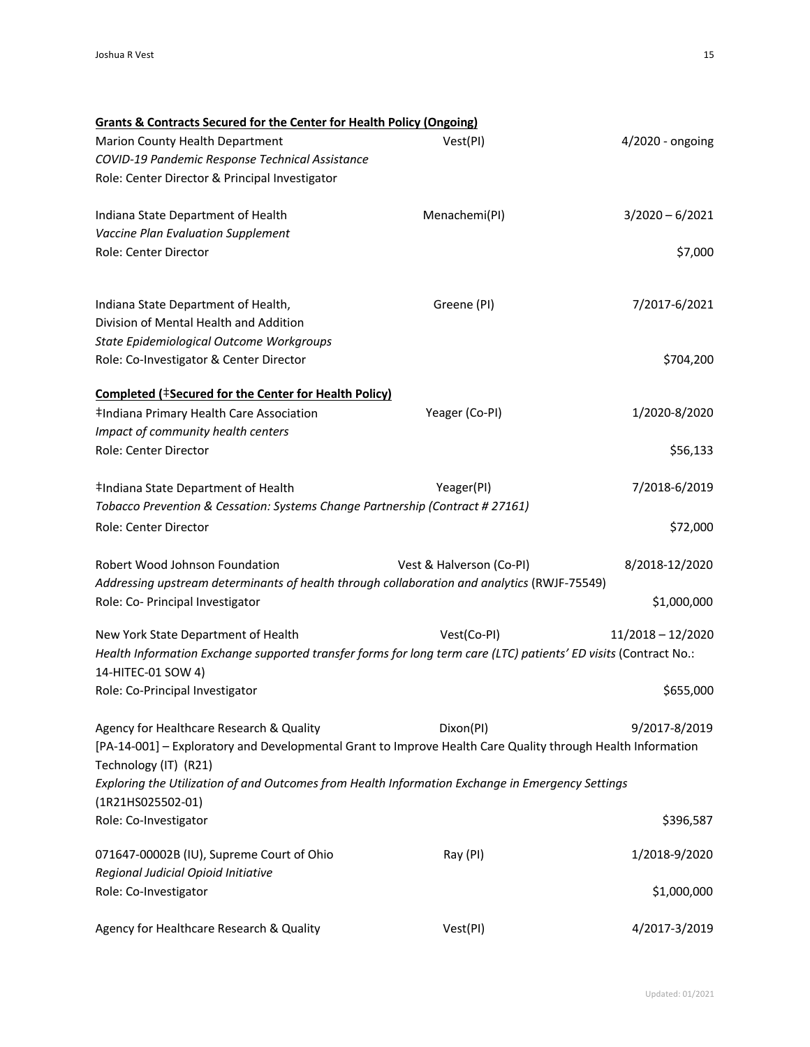**Grants & Contracts Secured for the Center for Health Policy (Ongoing)**

Marion County Health Department | Vest(PI) | 4/2020 - ongoing
*COVID-19 Pandemic Response Technical Assistance*
Role: Center Director & Principal Investigator

Indiana State Department of Health | Menachemi(PI) | 3/2020 – 6/2021
*Vaccine Plan Evaluation Supplement*
Role: Center Director | $7,000

Indiana State Department of Health, Division of Mental Health and Addition | Greene (PI) | 7/2017-6/2021
*State Epidemiological Outcome Workgroups*
Role: Co-Investigator & Center Director | $704,200

**Completed (‡Secured for the Center for Health Policy)**

‡Indiana Primary Health Care Association | Yeager (Co-PI) | 1/2020-8/2020
*Impact of community health centers*
Role: Center Director | $56,133

‡Indiana State Department of Health | Yeager(PI) | 7/2018-6/2019
*Tobacco Prevention & Cessation: Systems Change Partnership (Contract # 27161)*
Role: Center Director | $72,000

Robert Wood Johnson Foundation | Vest & Halverson (Co-PI) | 8/2018-12/2020
*Addressing upstream determinants of health through collaboration and analytics* (RWJF-75549)
Role: Co- Principal Investigator | $1,000,000

New York State Department of Health | Vest(Co-PI) | 11/2018 – 12/2020
*Health Information Exchange supported transfer forms for long term care (LTC) patients' ED visits* (Contract No.: 14-HITEC-01 SOW 4)
Role: Co-Principal Investigator | $655,000

Agency for Healthcare Research & Quality | Dixon(PI) | 9/2017-8/2019
[PA-14-001] – Exploratory and Developmental Grant to Improve Health Care Quality through Health Information Technology (IT) (R21)
*Exploring the Utilization of and Outcomes from Health Information Exchange in Emergency Settings (1R21HS025502-01)*
Role: Co-Investigator | $396,587

071647-00002B (IU), Supreme Court of Ohio | Ray (PI) | 1/2018-9/2020
*Regional Judicial Opioid Initiative*
Role: Co-Investigator | $1,000,000

Agency for Healthcare Research & Quality | Vest(PI) | 4/2017-3/2019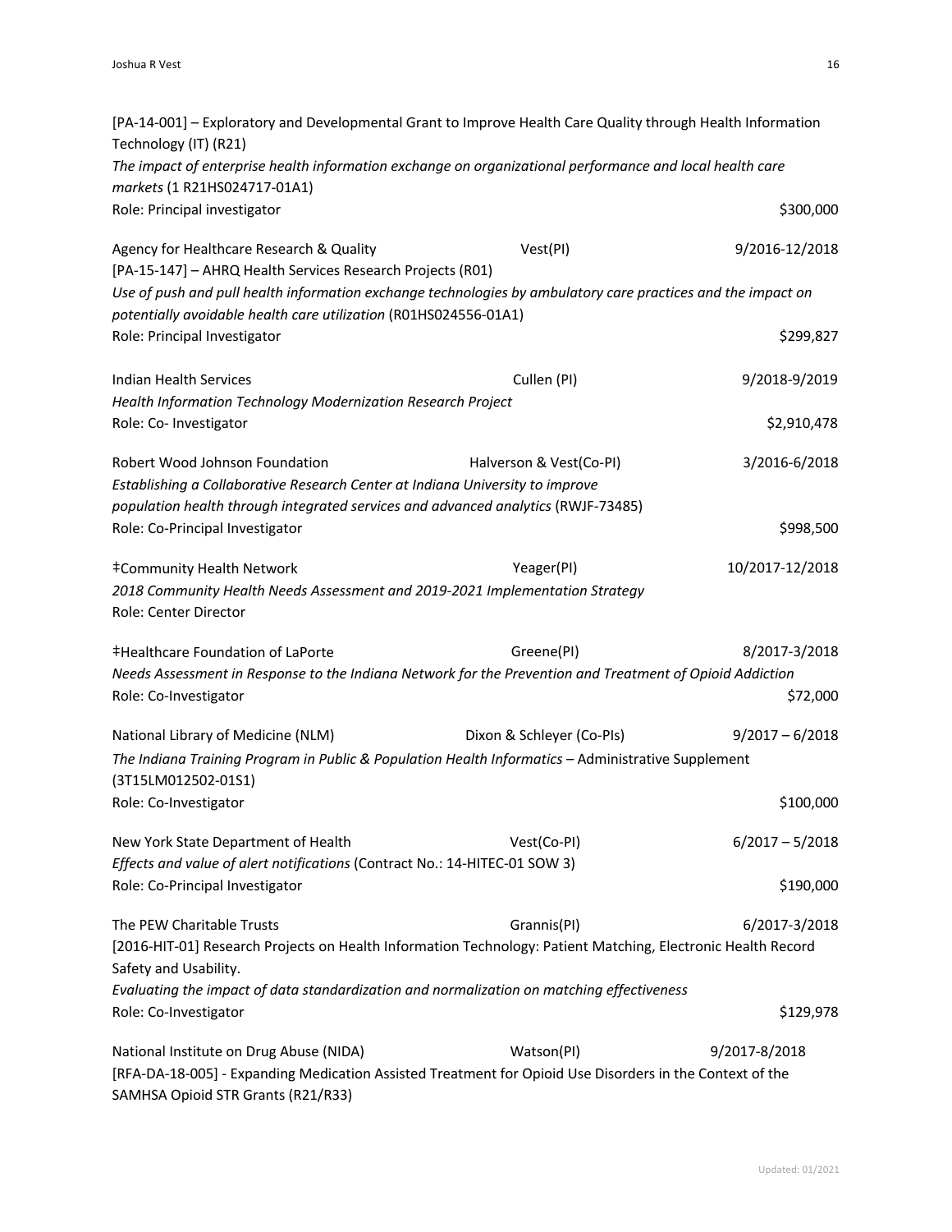[PA-14-001] – Exploratory and Developmental Grant to Improve Health Care Quality through Health Information Technology (IT) (R21)
*The impact of enterprise health information exchange on organizational performance and local health care markets* (1 R21HS024717-01A1)
Role: Principal investigator $300,000

Agency for Healthcare Research & Quality Vest(PI) 9/2016-12/2018
[PA-15-147] – AHRQ Health Services Research Projects (R01)
*Use of push and pull health information exchange technologies by ambulatory care practices and the impact on potentially avoidable health care utilization* (R01HS024556-01A1)
Role: Principal Investigator $299,827

Indian Health Services Cullen (PI) 9/2018-9/2019
*Health Information Technology Modernization Research Project*
Role: Co- Investigator $2,910,478

Robert Wood Johnson Foundation Halverson & Vest(Co-PI) 3/2016-6/2018
*Establishing a Collaborative Research Center at Indiana University to improve population health through integrated services and advanced analytics* (RWJF-73485)
Role: Co-Principal Investigator $998,500

‡Community Health Network Yeager(PI) 10/2017-12/2018
*2018 Community Health Needs Assessment and 2019-2021 Implementation Strategy*
Role: Center Director

‡Healthcare Foundation of LaPorte Greene(PI) 8/2017-3/2018
*Needs Assessment in Response to the Indiana Network for the Prevention and Treatment of Opioid Addiction*
Role: Co-Investigator $72,000

National Library of Medicine (NLM) Dixon & Schleyer (Co-PIs) 9/2017 – 6/2018
*The Indiana Training Program in Public & Population Health Informatics* – Administrative Supplement (3T15LM012502-01S1)
Role: Co-Investigator $100,000

New York State Department of Health Vest(Co-PI) 6/2017 – 5/2018
*Effects and value of alert notifications* (Contract No.: 14-HITEC-01 SOW 3)
Role: Co-Principal Investigator $190,000

The PEW Charitable Trusts Grannis(PI) 6/2017-3/2018
[2016-HIT-01] Research Projects on Health Information Technology: Patient Matching, Electronic Health Record Safety and Usability.
*Evaluating the impact of data standardization and normalization on matching effectiveness*
Role: Co-Investigator $129,978

National Institute on Drug Abuse (NIDA) Watson(PI) 9/2017-8/2018
[RFA-DA-18-005] - Expanding Medication Assisted Treatment for Opioid Use Disorders in the Context of the SAMHSA Opioid STR Grants (R21/R33)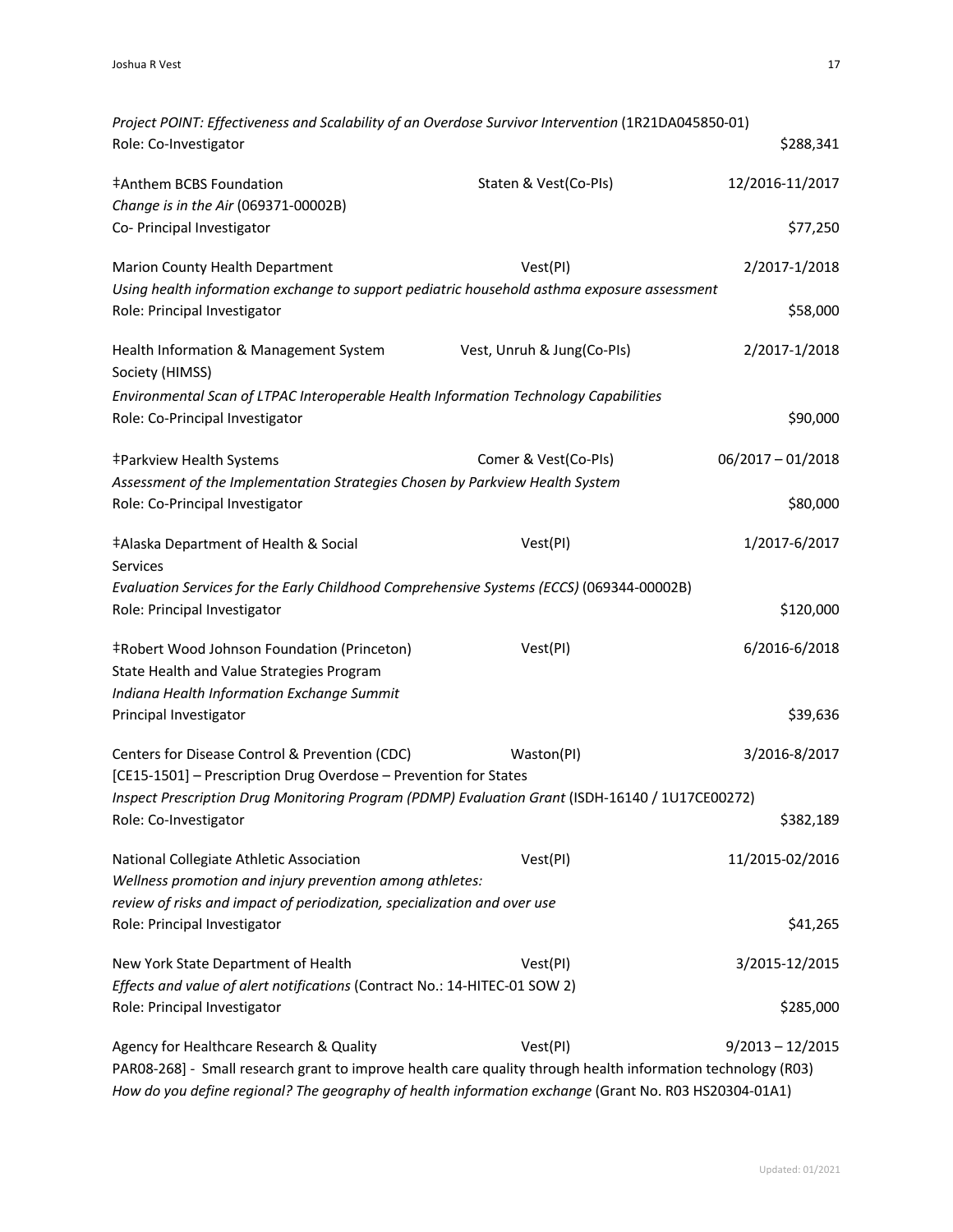*Project POINT: Effectiveness and Scalability of an Overdose Survivor Intervention* (1R21DA045850-01)
Role: Co-Investigator — $288,341

‡Anthem BCBS Foundation — Staten & Vest(Co-PIs) — 12/2016-11/2017
*Change is in the Air* (069371-00002B)
Co- Principal Investigator — $77,250

Marion County Health Department — Vest(PI) — 2/2017-1/2018
*Using health information exchange to support pediatric household asthma exposure assessment*
Role: Principal Investigator — $58,000

Health Information & Management System Society (HIMSS) — Vest, Unruh & Jung(Co-PIs) — 2/2017-1/2018
*Environmental Scan of LTPAC Interoperable Health Information Technology Capabilities*
Role: Co-Principal Investigator — $90,000

‡Parkview Health Systems — Comer & Vest(Co-PIs) — 06/2017 – 01/2018
*Assessment of the Implementation Strategies Chosen by Parkview Health System*
Role: Co-Principal Investigator — $80,000

‡Alaska Department of Health & Social Services — Vest(PI) — 1/2017-6/2017
*Evaluation Services for the Early Childhood Comprehensive Systems (ECCS)* (069344-00002B)
Role: Principal Investigator — $120,000

‡Robert Wood Johnson Foundation (Princeton) — Vest(PI) — 6/2016-6/2018
State Health and Value Strategies Program
*Indiana Health Information Exchange Summit*
Principal Investigator — $39,636

Centers for Disease Control & Prevention (CDC) — Waston(PI) — 3/2016-8/2017
[CE15-1501] – Prescription Drug Overdose – Prevention for States
*Inspect Prescription Drug Monitoring Program (PDMP) Evaluation Grant* (ISDH-16140 / 1U17CE00272)
Role: Co-Investigator — $382,189

National Collegiate Athletic Association — Vest(PI) — 11/2015-02/2016
*Wellness promotion and injury prevention among athletes: review of risks and impact of periodization, specialization and over use*
Role: Principal Investigator — $41,265

New York State Department of Health — Vest(PI) — 3/2015-12/2015
*Effects and value of alert notifications* (Contract No.: 14-HITEC-01 SOW 2)
Role: Principal Investigator — $285,000

Agency for Healthcare Research & Quality — Vest(PI) — 9/2013 – 12/2015
PAR08-268] - Small research grant to improve health care quality through health information technology (R03)
*How do you define regional? The geography of health information exchange* (Grant No. R03 HS20304-01A1)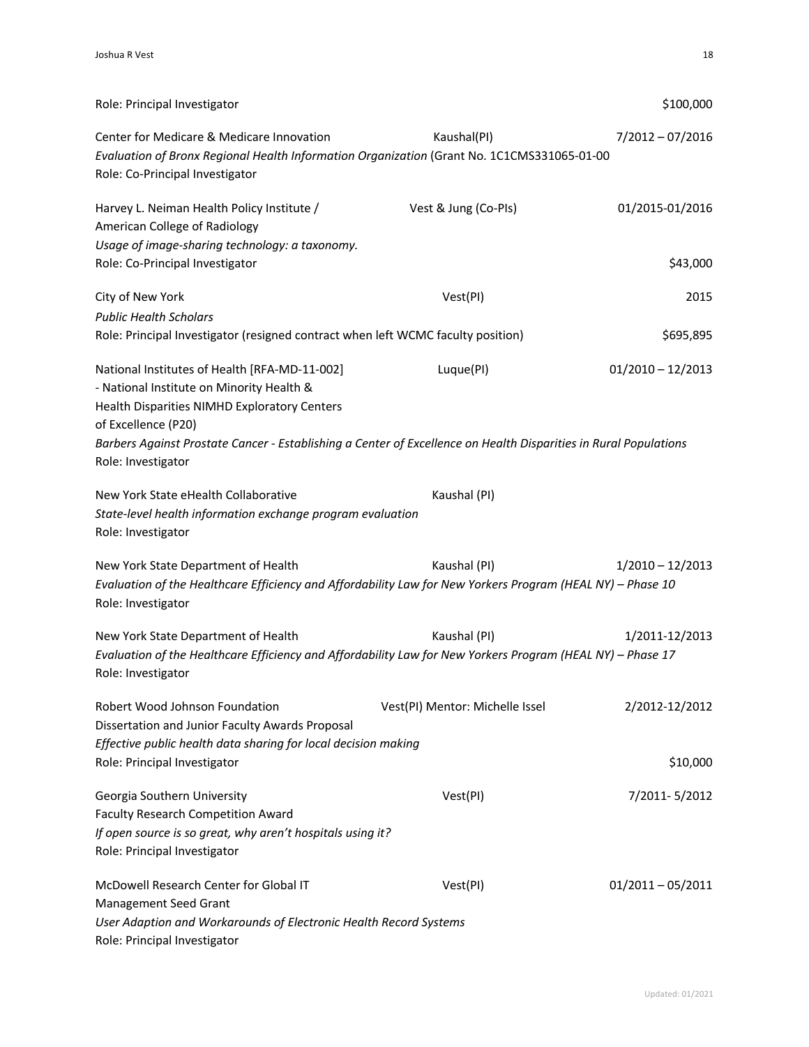Role: Principal Investigator $100,000

Center for Medicare & Medicare Innovation Kaushal(PI) 7/2012 – 07/2016
*Evaluation of Bronx Regional Health Information Organization* (Grant No. 1C1CMS331065-01-00
Role: Co-Principal Investigator

Harvey L. Neiman Health Policy Institute / American College of Radiology Vest & Jung (Co-PIs) 01/2015-01/2016
*Usage of image-sharing technology: a taxonomy.*
Role: Co-Principal Investigator $43,000

City of New York Vest(PI) 2015
*Public Health Scholars*
Role: Principal Investigator (resigned contract when left WCMC faculty position) $695,895

National Institutes of Health [RFA-MD-11-002] - National Institute on Minority Health & Health Disparities NIMHD Exploratory Centers of Excellence (P20) Luque(PI) 01/2010 – 12/2013
*Barbers Against Prostate Cancer - Establishing a Center of Excellence on Health Disparities in Rural Populations*
Role: Investigator

New York State eHealth Collaborative Kaushal (PI)
*State-level health information exchange program evaluation*
Role: Investigator

New York State Department of Health Kaushal (PI) 1/2010 – 12/2013
*Evaluation of the Healthcare Efficiency and Affordability Law for New Yorkers Program (HEAL NY) – Phase 10*
Role: Investigator

New York State Department of Health Kaushal (PI) 1/2011-12/2013
*Evaluation of the Healthcare Efficiency and Affordability Law for New Yorkers Program (HEAL NY) – Phase 17*
Role: Investigator

Robert Wood Johnson Foundation Dissertation and Junior Faculty Awards Proposal Vest(PI) Mentor: Michelle Issel 2/2012-12/2012
*Effective public health data sharing for local decision making*
Role: Principal Investigator $10,000

Georgia Southern University Faculty Research Competition Award Vest(PI) 7/2011- 5/2012
*If open source is so great, why aren't hospitals using it?*
Role: Principal Investigator

McDowell Research Center for Global IT Management Seed Grant Vest(PI) 01/2011 – 05/2011
*User Adaption and Workarounds of Electronic Health Record Systems*
Role: Principal Investigator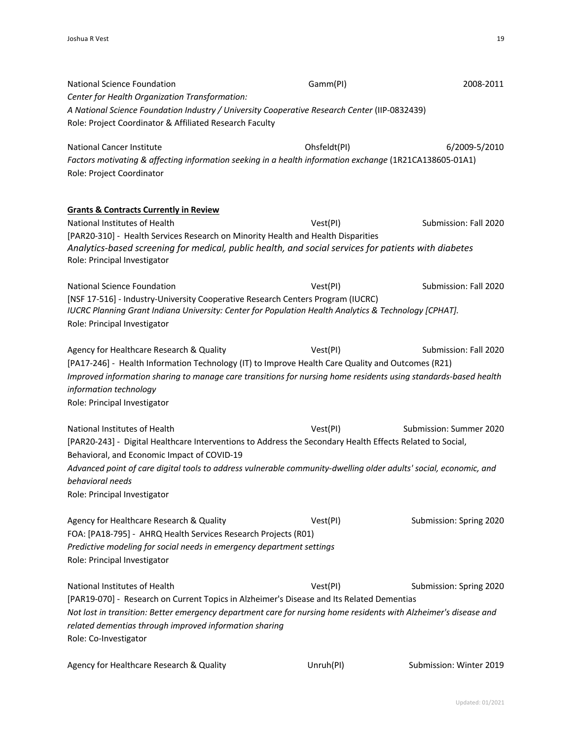National Science Foundation Gamm(PI) 2008-2011
*Center for Health Organization Transformation:*
*A National Science Foundation Industry / University Cooperative Research Center* (IIP-0832439)
Role: Project Coordinator & Affiliated Research Faculty

National Cancer Institute Ohsfeldt(PI) 6/2009-5/2010
*Factors motivating & affecting information seeking in a health information exchange* (1R21CA138605-01A1)
Role: Project Coordinator

**<u>Grants & Contracts Currently in Review</u>**

National Institutes of Health Vest(PI) Submission: Fall 2020
[PAR20-310] - Health Services Research on Minority Health and Health Disparities
*Analytics-based screening for medical, public health, and social services for patients with diabetes*
Role: Principal Investigator

National Science Foundation Vest(PI) Submission: Fall 2020
[NSF 17-516] - Industry-University Cooperative Research Centers Program (IUCRC)
*IUCRC Planning Grant Indiana University: Center for Population Health Analytics & Technology [CPHAT].*
Role: Principal Investigator

Agency for Healthcare Research & Quality Vest(PI) Submission: Fall 2020
[PA17-246] - Health Information Technology (IT) to Improve Health Care Quality and Outcomes (R21)
*Improved information sharing to manage care transitions for nursing home residents using standards-based health information technology*
Role: Principal Investigator

National Institutes of Health Vest(PI) Submission: Summer 2020
[PAR20-243] - Digital Healthcare Interventions to Address the Secondary Health Effects Related to Social, Behavioral, and Economic Impact of COVID-19
*Advanced point of care digital tools to address vulnerable community-dwelling older adults' social, economic, and behavioral needs*
Role: Principal Investigator

Agency for Healthcare Research & Quality Vest(PI) Submission: Spring 2020
FOA: [PA18-795] - AHRQ Health Services Research Projects (R01)
*Predictive modeling for social needs in emergency department settings*
Role: Principal Investigator

National Institutes of Health Vest(PI) Submission: Spring 2020
[PAR19-070] - Research on Current Topics in Alzheimer's Disease and Its Related Dementias
*Not lost in transition: Better emergency department care for nursing home residents with Alzheimer's disease and related dementias through improved information sharing*
Role: Co-Investigator

Agency for Healthcare Research & Quality Unruh(PI) Submission: Winter 2019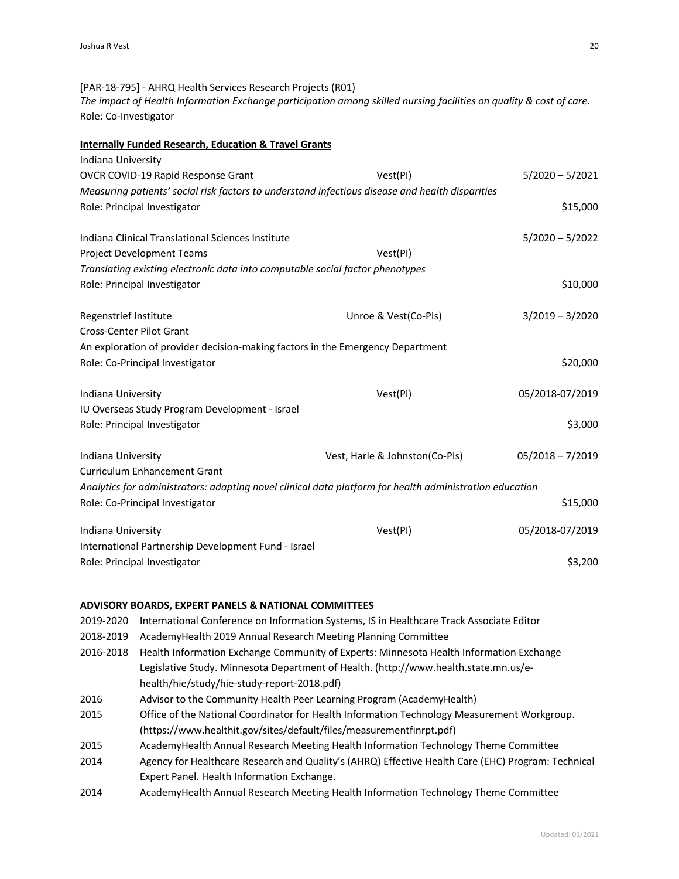[PAR-18-795] - AHRQ Health Services Research Projects (R01)
*The impact of Health Information Exchange participation among skilled nursing facilities on quality & cost of care.*
Role: Co-Investigator

**Internally Funded Research, Education & Travel Grants**

Indiana University
OVCR COVID-19 Rapid Response Grant — Vest(PI) — 5/2020 – 5/2021
*Measuring patients' social risk factors to understand infectious disease and health disparities*
Role: Principal Investigator — $15,000

Indiana Clinical Translational Sciences Institute — 5/2020 – 5/2022
Project Development Teams — Vest(PI)
*Translating existing electronic data into computable social factor phenotypes*
Role: Principal Investigator — $10,000

Regenstrief Institute — Unroe & Vest(Co-PIs) — 3/2019 – 3/2020
Cross-Center Pilot Grant
An exploration of provider decision-making factors in the Emergency Department
Role: Co-Principal Investigator — $20,000

Indiana University — Vest(PI) — 05/2018-07/2019
IU Overseas Study Program Development - Israel
Role: Principal Investigator — $3,000

Indiana University — Vest, Harle & Johnston(Co-PIs) — 05/2018 – 7/2019
Curriculum Enhancement Grant
*Analytics for administrators: adapting novel clinical data platform for health administration education*
Role: Co-Principal Investigator — $15,000

Indiana University — Vest(PI) — 05/2018-07/2019
International Partnership Development Fund - Israel
Role: Principal Investigator — $3,200

**ADVISORY BOARDS, EXPERT PANELS & NATIONAL COMMITTEES**

- 2019-2020 — International Conference on Information Systems, IS in Healthcare Track Associate Editor
- 2018-2019 — AcademyHealth 2019 Annual Research Meeting Planning Committee
- 2016-2018 — Health Information Exchange Community of Experts: Minnesota Health Information Exchange Legislative Study. Minnesota Department of Health. (http://www.health.state.mn.us/e-health/hie/study/hie-study-report-2018.pdf)
- 2016 — Advisor to the Community Health Peer Learning Program (AcademyHealth)
- 2015 — Office of the National Coordinator for Health Information Technology Measurement Workgroup. (https://www.healthit.gov/sites/default/files/measurementfinrpt.pdf)
- 2015 — AcademyHealth Annual Research Meeting Health Information Technology Theme Committee
- 2014 — Agency for Healthcare Research and Quality's (AHRQ) Effective Health Care (EHC) Program: Technical Expert Panel. Health Information Exchange.
- 2014 — AcademyHealth Annual Research Meeting Health Information Technology Theme Committee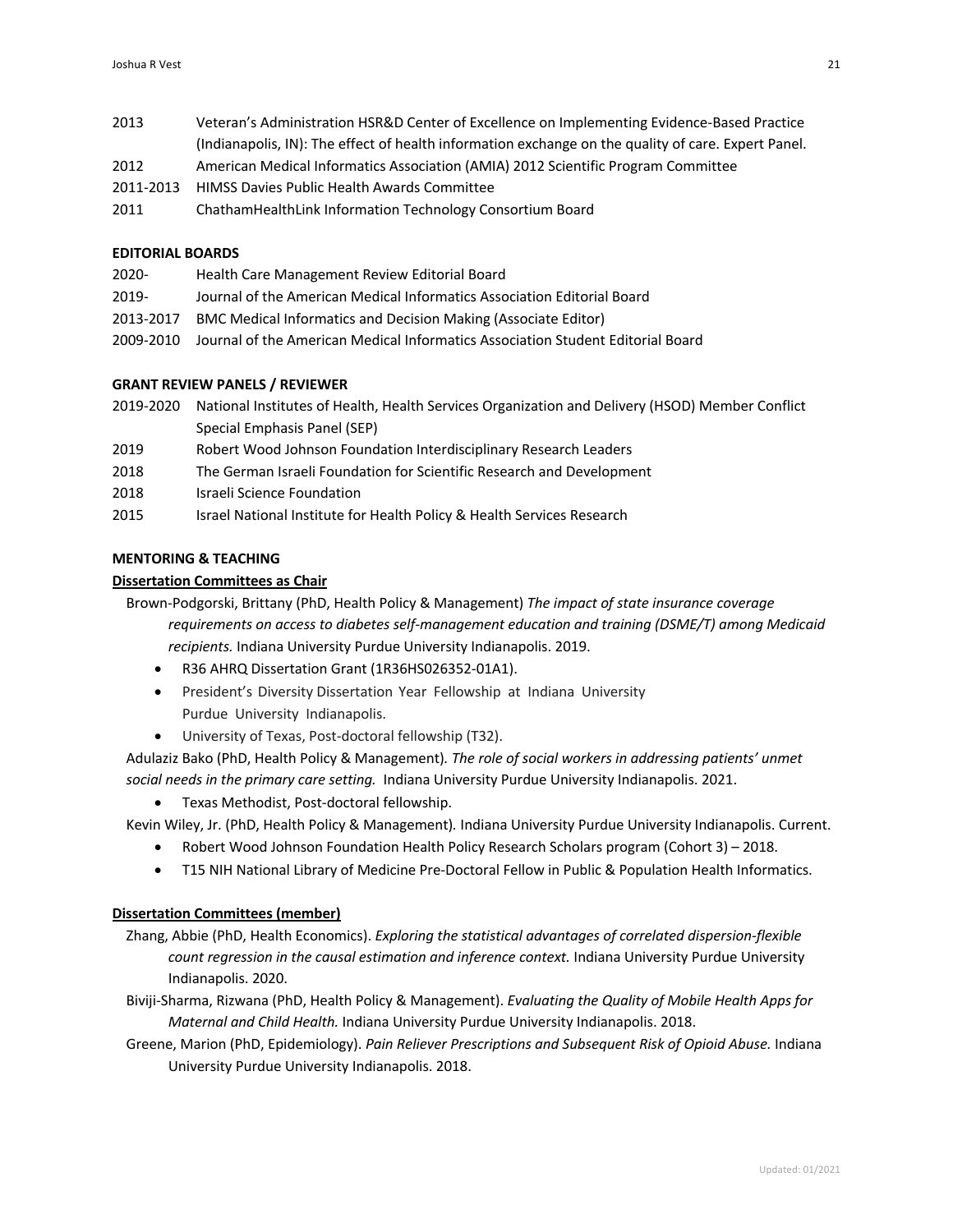2013 Veteran's Administration HSR&D Center of Excellence on Implementing Evidence-Based Practice (Indianapolis, IN): The effect of health information exchange on the quality of care. Expert Panel.

2012 American Medical Informatics Association (AMIA) 2012 Scientific Program Committee

2011-2013 HIMSS Davies Public Health Awards Committee

2011 ChathamHealthLink Information Technology Consortium Board

**EDITORIAL BOARDS**

2020- Health Care Management Review Editorial Board

2019- Journal of the American Medical Informatics Association Editorial Board

2013-2017 BMC Medical Informatics and Decision Making (Associate Editor)

2009-2010 Journal of the American Medical Informatics Association Student Editorial Board

**GRANT REVIEW PANELS / REVIEWER**

2019-2020 National Institutes of Health, Health Services Organization and Delivery (HSOD) Member Conflict Special Emphasis Panel (SEP)

2019 Robert Wood Johnson Foundation Interdisciplinary Research Leaders

2018 The German Israeli Foundation for Scientific Research and Development

2018 Israeli Science Foundation

2015 Israel National Institute for Health Policy & Health Services Research

**MENTORING & TEACHING**

**Dissertation Committees as Chair**

Brown-Podgorski, Brittany (PhD, Health Policy & Management) *The impact of state insurance coverage requirements on access to diabetes self-management education and training (DSME/T) among Medicaid recipients.* Indiana University Purdue University Indianapolis. 2019.

- R36 AHRQ Dissertation Grant (1R36HS026352-01A1).
- President's Diversity Dissertation Year Fellowship at Indiana University Purdue University Indianapolis.
- University of Texas, Post-doctoral fellowship (T32).

Adulaziz Bako (PhD, Health Policy & Management). *The role of social workers in addressing patients' unmet social needs in the primary care setting.* Indiana University Purdue University Indianapolis. 2021.

- Texas Methodist, Post-doctoral fellowship.

Kevin Wiley, Jr. (PhD, Health Policy & Management). Indiana University Purdue University Indianapolis. Current.

- Robert Wood Johnson Foundation Health Policy Research Scholars program (Cohort 3) – 2018.
- T15 NIH National Library of Medicine Pre-Doctoral Fellow in Public & Population Health Informatics.

**Dissertation Committees (member)**

Zhang, Abbie (PhD, Health Economics). *Exploring the statistical advantages of correlated dispersion-flexible count regression in the causal estimation and inference context.* Indiana University Purdue University Indianapolis. 2020.

Biviji-Sharma, Rizwana (PhD, Health Policy & Management). *Evaluating the Quality of Mobile Health Apps for Maternal and Child Health.* Indiana University Purdue University Indianapolis. 2018.

Greene, Marion (PhD, Epidemiology). *Pain Reliever Prescriptions and Subsequent Risk of Opioid Abuse.* Indiana University Purdue University Indianapolis. 2018.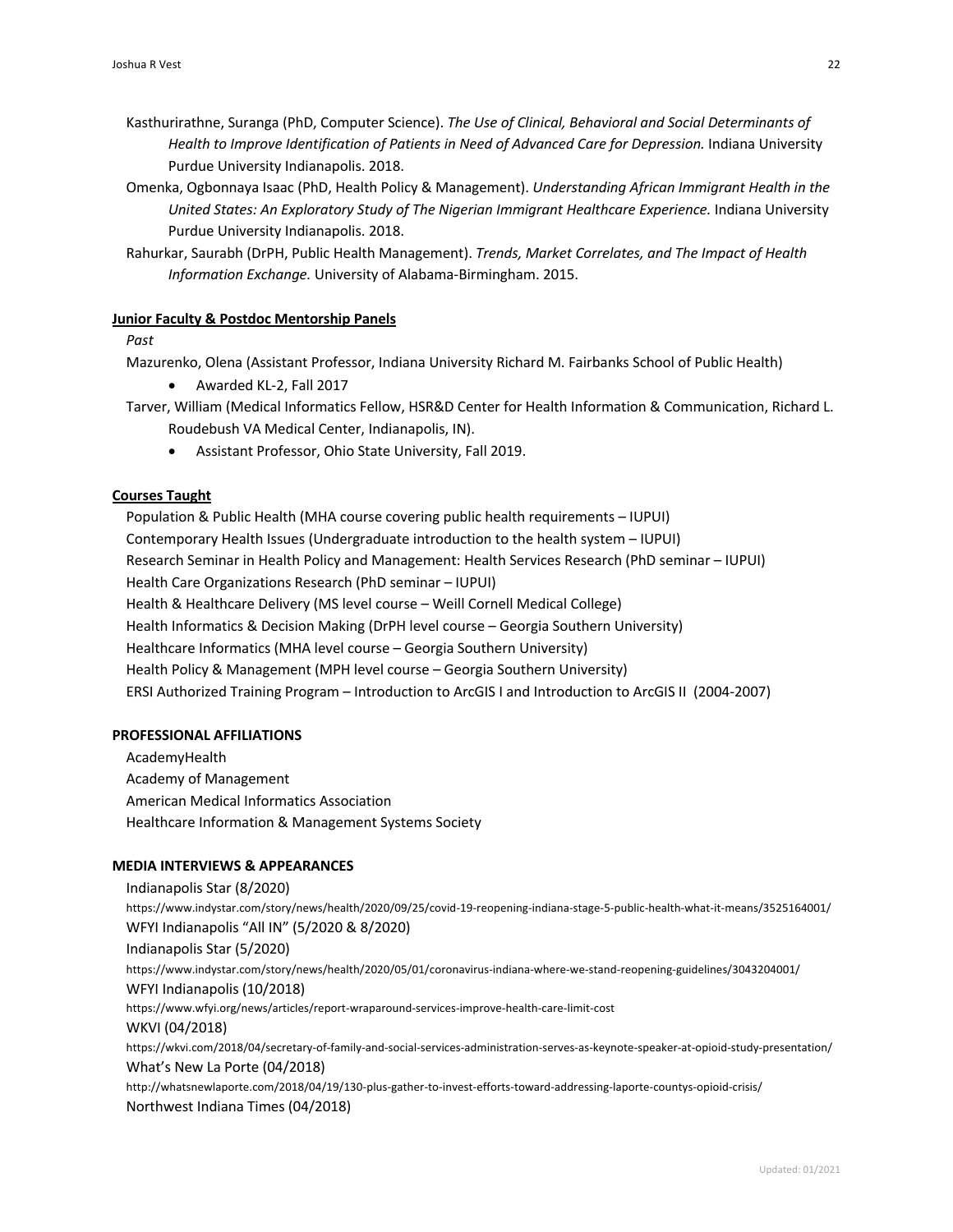Kasthurirathne, Suranga (PhD, Computer Science). *The Use of Clinical, Behavioral and Social Determinants of Health to Improve Identification of Patients in Need of Advanced Care for Depression.* Indiana University Purdue University Indianapolis. 2018.

Omenka, Ogbonnaya Isaac (PhD, Health Policy & Management). *Understanding African Immigrant Health in the United States: An Exploratory Study of The Nigerian Immigrant Healthcare Experience.* Indiana University Purdue University Indianapolis. 2018.

Rahurkar, Saurabh (DrPH, Public Health Management). *Trends, Market Correlates, and The Impact of Health Information Exchange.* University of Alabama-Birmingham. 2015.

**Junior Faculty & Postdoc Mentorship Panels**

*Past*

Mazurenko, Olena (Assistant Professor, Indiana University Richard M. Fairbanks School of Public Health)

- Awarded KL-2, Fall 2017

Tarver, William (Medical Informatics Fellow, HSR&D Center for Health Information & Communication, Richard L. Roudebush VA Medical Center, Indianapolis, IN).

- Assistant Professor, Ohio State University, Fall 2019.

**Courses Taught**

Population & Public Health (MHA course covering public health requirements – IUPUI)
Contemporary Health Issues (Undergraduate introduction to the health system – IUPUI)
Research Seminar in Health Policy and Management: Health Services Research (PhD seminar – IUPUI)
Health Care Organizations Research (PhD seminar – IUPUI)
Health & Healthcare Delivery (MS level course – Weill Cornell Medical College)
Health Informatics & Decision Making (DrPH level course – Georgia Southern University)
Healthcare Informatics (MHA level course – Georgia Southern University)
Health Policy & Management (MPH level course – Georgia Southern University)
ERSI Authorized Training Program – Introduction to ArcGIS I and Introduction to ArcGIS II (2004-2007)

## PROFESSIONAL AFFILIATIONS

AcademyHealth
Academy of Management
American Medical Informatics Association
Healthcare Information & Management Systems Society

## MEDIA INTERVIEWS & APPEARANCES

Indianapolis Star (8/2020)
https://www.indystar.com/story/news/health/2020/09/25/covid-19-reopening-indiana-stage-5-public-health-what-it-means/3525164001/
WFYI Indianapolis "All IN" (5/2020 & 8/2020)
Indianapolis Star (5/2020)
https://www.indystar.com/story/news/health/2020/05/01/coronavirus-indiana-where-we-stand-reopening-guidelines/3043204001/
WFYI Indianapolis (10/2018)
https://www.wfyi.org/news/articles/report-wraparound-services-improve-health-care-limit-cost
WKVI (04/2018)
https://wkvi.com/2018/04/secretary-of-family-and-social-services-administration-serves-as-keynote-speaker-at-opioid-study-presentation/
What's New La Porte (04/2018)
http://whatsnewlaporte.com/2018/04/19/130-plus-gather-to-invest-efforts-toward-addressing-laporte-countys-opioid-crisis/
Northwest Indiana Times (04/2018)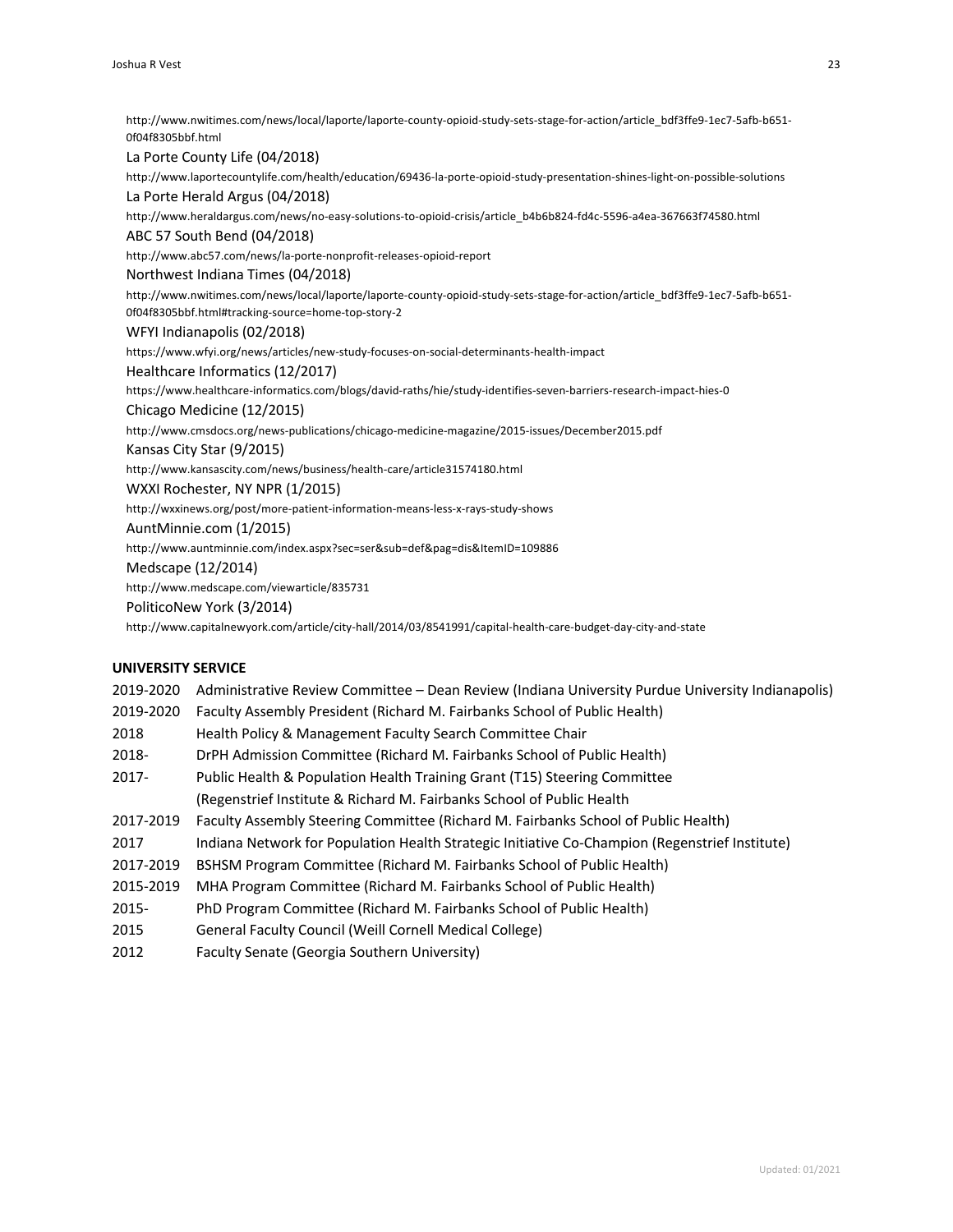http://www.nwitimes.com/news/local/laporte/laporte-county-opioid-study-sets-stage-for-action/article_bdf3ffe9-1ec7-5afb-b651-0f04f8305bbf.html

La Porte County Life (04/2018)

http://www.laportecountylife.com/health/education/69436-la-porte-opioid-study-presentation-shines-light-on-possible-solutions

La Porte Herald Argus (04/2018)

http://www.heraldargus.com/news/no-easy-solutions-to-opioid-crisis/article_b4b6b824-fd4c-5596-a4ea-367663f74580.html

ABC 57 South Bend (04/2018)

http://www.abc57.com/news/la-porte-nonprofit-releases-opioid-report

Northwest Indiana Times (04/2018)

http://www.nwitimes.com/news/local/laporte/laporte-county-opioid-study-sets-stage-for-action/article_bdf3ffe9-1ec7-5afb-b651-0f04f8305bbf.html#tracking-source=home-top-story-2

WFYI Indianapolis (02/2018)

https://www.wfyi.org/news/articles/new-study-focuses-on-social-determinants-health-impact

Healthcare Informatics (12/2017)

https://www.healthcare-informatics.com/blogs/david-raths/hie/study-identifies-seven-barriers-research-impact-hies-0

Chicago Medicine (12/2015)

http://www.cmsdocs.org/news-publications/chicago-medicine-magazine/2015-issues/December2015.pdf

Kansas City Star (9/2015)

http://www.kansascity.com/news/business/health-care/article31574180.html

WXXI Rochester, NY NPR (1/2015)

http://wxxinews.org/post/more-patient-information-means-less-x-rays-study-shows

AuntMinnie.com (1/2015)

http://www.auntminnie.com/index.aspx?sec=ser&sub=def&pag=dis&ItemID=109886

Medscape (12/2014)

http://www.medscape.com/viewarticle/835731

PoliticoNew York (3/2014)

http://www.capitalnewyork.com/article/city-hall/2014/03/8541991/capital-health-care-budget-day-city-and-state

**UNIVERSITY SERVICE**

| | |
|---|---|
| 2019-2020 | Administrative Review Committee – Dean Review (Indiana University Purdue University Indianapolis) |
| 2019-2020 | Faculty Assembly President (Richard M. Fairbanks School of Public Health) |
| 2018 | Health Policy & Management Faculty Search Committee Chair |
| 2018- | DrPH Admission Committee (Richard M. Fairbanks School of Public Health) |
| 2017- | Public Health & Population Health Training Grant (T15) Steering Committee (Regenstrief Institute & Richard M. Fairbanks School of Public Health |
| 2017-2019 | Faculty Assembly Steering Committee (Richard M. Fairbanks School of Public Health) |
| 2017 | Indiana Network for Population Health Strategic Initiative Co-Champion (Regenstrief Institute) |
| 2017-2019 | BSHSM Program Committee (Richard M. Fairbanks School of Public Health) |
| 2015-2019 | MHA Program Committee (Richard M. Fairbanks School of Public Health) |
| 2015- | PhD Program Committee (Richard M. Fairbanks School of Public Health) |
| 2015 | General Faculty Council (Weill Cornell Medical College) |
| 2012 | Faculty Senate (Georgia Southern University) |